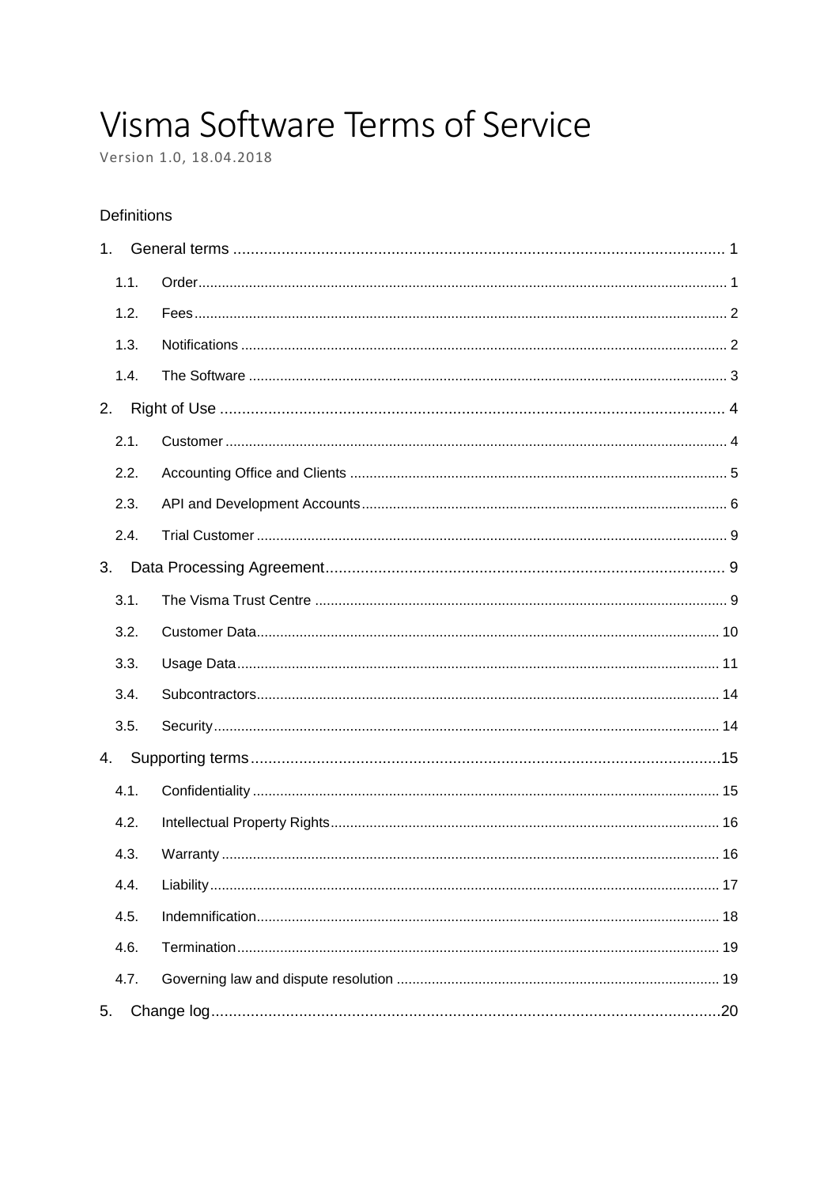# Visma Software Terms of Service

Version 1.0, 18.04.2018

Definitions

1. General terms ... 1
   - 1.1. Order ... 1
   - 1.2. Fees ... 2
   - 1.3. Notifications ... 2
   - 1.4. The Software ... 3
2. Right of Use ... 4
   - 2.1. Customer ... 4
   - 2.2. Accounting Office and Clients ... 5
   - 2.3. API and Development Accounts ... 6
   - 2.4. Trial Customer ... 9
3. Data Processing Agreement ... 9
   - 3.1. The Visma Trust Centre ... 9
   - 3.2. Customer Data ... 10
   - 3.3. Usage Data ... 11
   - 3.4. Subcontractors ... 14
   - 3.5. Security ... 14
4. Supporting terms ... 15
   - 4.1. Confidentiality ... 15
   - 4.2. Intellectual Property Rights ... 16
   - 4.3. Warranty ... 16
   - 4.4. Liability ... 17
   - 4.5. Indemnification ... 18
   - 4.6. Termination ... 19
   - 4.7. Governing law and dispute resolution ... 19
5. Change log ... 20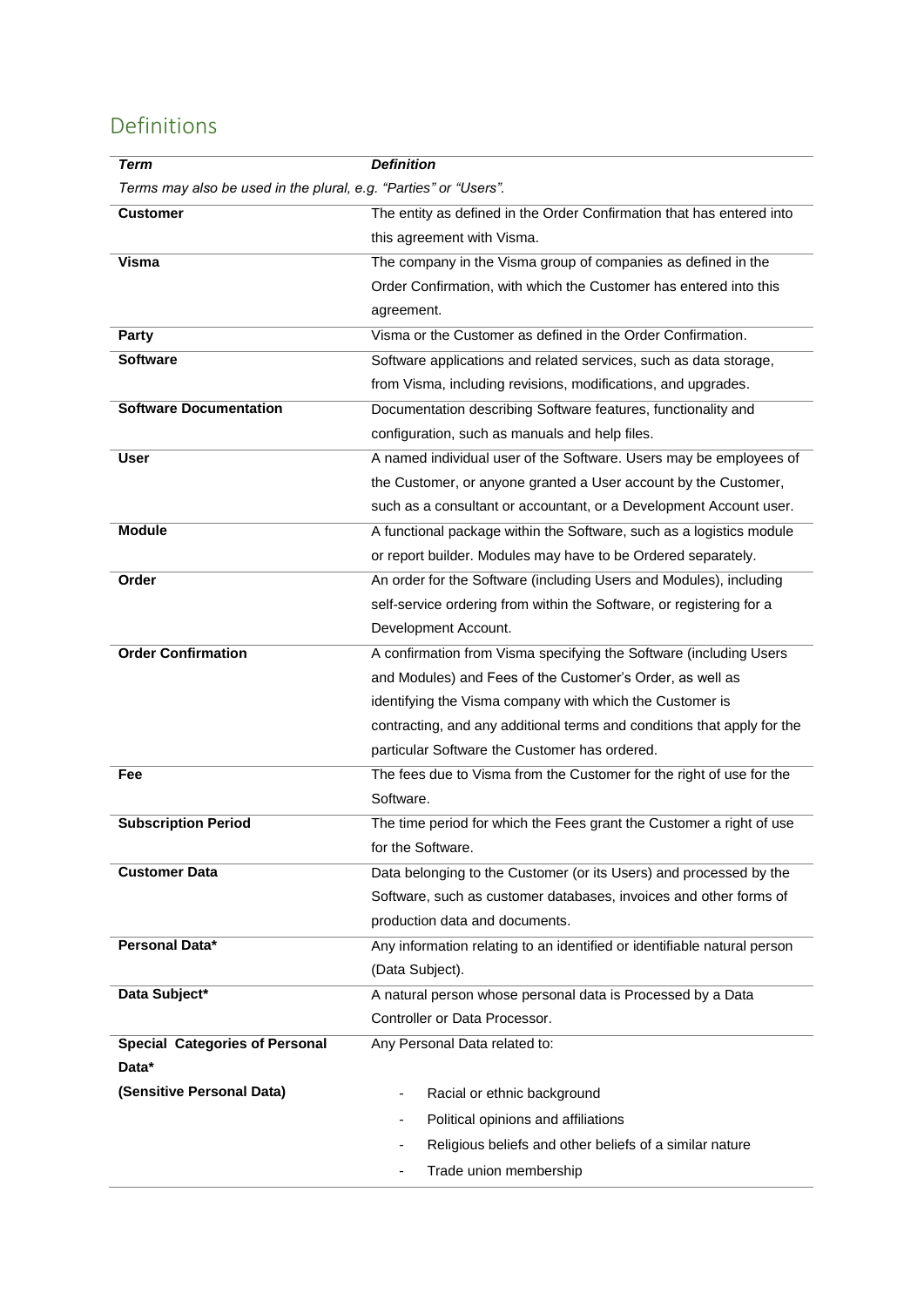## Definitions

| *Term* | *Definition* |
|---|---|
| *Terms may also be used in the plural, e.g. "Parties" or "Users".* | |
| **Customer** | The entity as defined in the Order Confirmation that has entered into this agreement with Visma. |
| **Visma** | The company in the Visma group of companies as defined in the Order Confirmation, with which the Customer has entered into this agreement. |
| **Party** | Visma or the Customer as defined in the Order Confirmation. |
| **Software** | Software applications and related services, such as data storage, from Visma, including revisions, modifications, and upgrades. |
| **Software Documentation** | Documentation describing Software features, functionality and configuration, such as manuals and help files. |
| **User** | A named individual user of the Software. Users may be employees of the Customer, or anyone granted a User account by the Customer, such as a consultant or accountant, or a Development Account user. |
| **Module** | A functional package within the Software, such as a logistics module or report builder. Modules may have to be Ordered separately. |
| **Order** | An order for the Software (including Users and Modules), including self-service ordering from within the Software, or registering for a Development Account. |
| **Order Confirmation** | A confirmation from Visma specifying the Software (including Users and Modules) and Fees of the Customer's Order, as well as identifying the Visma company with which the Customer is contracting, and any additional terms and conditions that apply for the particular Software the Customer has ordered. |
| **Fee** | The fees due to Visma from the Customer for the right of use for the Software. |
| **Subscription Period** | The time period for which the Fees grant the Customer a right of use for the Software. |
| **Customer Data** | Data belonging to the Customer (or its Users) and processed by the Software, such as customer databases, invoices and other forms of production data and documents. |
| **Personal Data*** | Any information relating to an identified or identifiable natural person (Data Subject). |
| **Data Subject*** | A natural person whose personal data is Processed by a Data Controller or Data Processor. |
| **Special Categories of Personal Data*** **(Sensitive Personal Data)** | Any Personal Data related to: - Racial or ethnic background - Political opinions and affiliations - Religious beliefs and other beliefs of a similar nature - Trade union membership |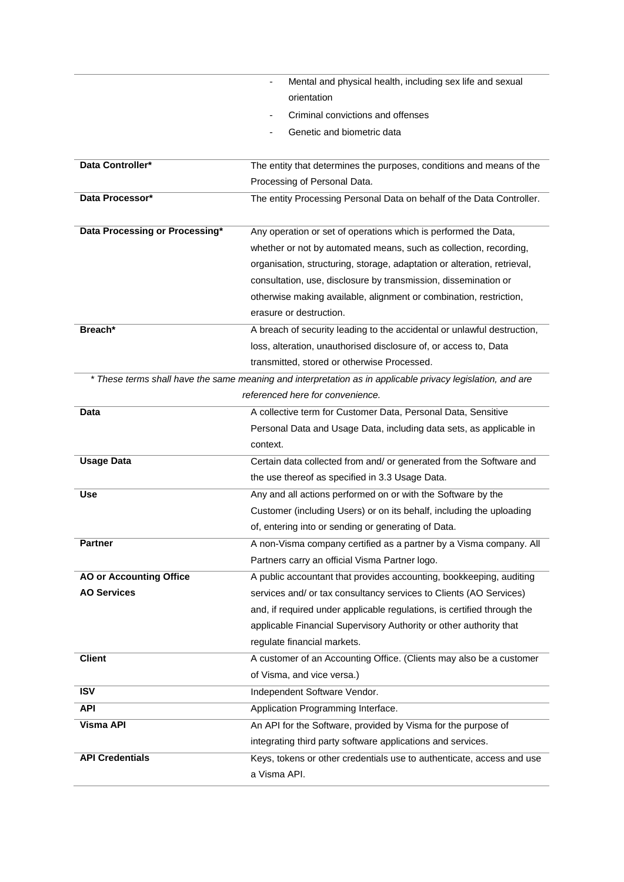| | |
|---|---|
| | - Mental and physical health, including sex life and sexual orientation<br>- Criminal convictions and offenses<br>- Genetic and biometric data |
| **Data Controller*** | The entity that determines the purposes, conditions and means of the Processing of Personal Data. |
| **Data Processor*** | The entity Processing Personal Data on behalf of the Data Controller. |
| **Data Processing or Processing*** | Any operation or set of operations which is performed the Data, whether or not by automated means, such as collection, recording, organisation, structuring, storage, adaptation or alteration, retrieval, consultation, use, disclosure by transmission, dissemination or otherwise making available, alignment or combination, restriction, erasure or destruction. |
| **Breach*** | A breach of security leading to the accidental or unlawful destruction, loss, alteration, unauthorised disclosure of, or access to, Data transmitted, stored or otherwise Processed. |

*\* These terms shall have the same meaning and interpretation as in applicable privacy legislation, and are referenced here for convenience.*

| | |
|---|---|
| **Data** | A collective term for Customer Data, Personal Data, Sensitive Personal Data and Usage Data, including data sets, as applicable in context. |
| **Usage Data** | Certain data collected from and/ or generated from the Software and the use thereof as specified in 3.3 Usage Data. |
| **Use** | Any and all actions performed on or with the Software by the Customer (including Users) or on its behalf, including the uploading of, entering into or sending or generating of Data. |
| **Partner** | A non-Visma company certified as a partner by a Visma company. All Partners carry an official Visma Partner logo. |
| **AO or Accounting Office**<br>**AO Services** | A public accountant that provides accounting, bookkeeping, auditing services and/ or tax consultancy services to Clients (AO Services) and, if required under applicable regulations, is certified through the applicable Financial Supervisory Authority or other authority that regulate financial markets. |
| **Client** | A customer of an Accounting Office. (Clients may also be a customer of Visma, and vice versa.) |
| **ISV** | Independent Software Vendor. |
| **API** | Application Programming Interface. |
| **Visma API** | An API for the Software, provided by Visma for the purpose of integrating third party software applications and services. |
| **API Credentials** | Keys, tokens or other credentials use to authenticate, access and use a Visma API. |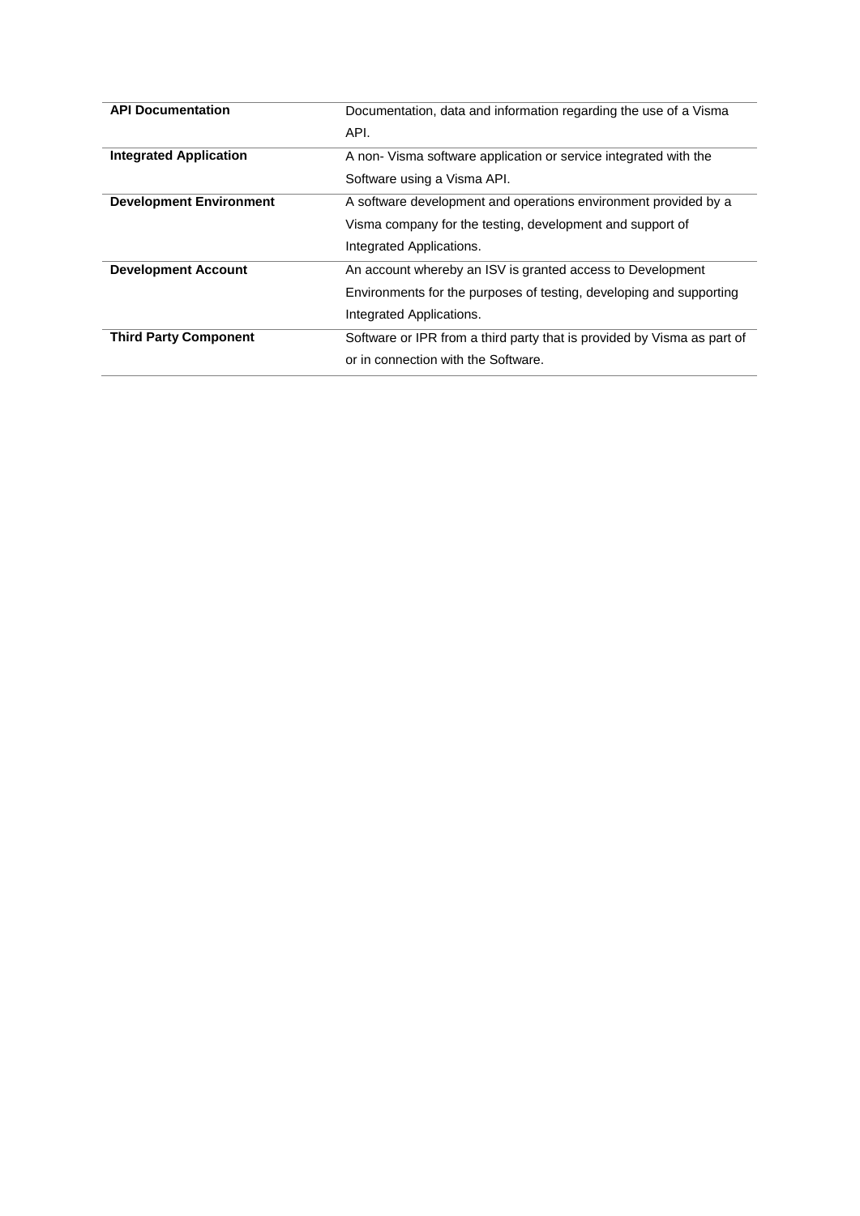| | |
|---|---|
| **API Documentation** | Documentation, data and information regarding the use of a Visma API. |
| **Integrated Application** | A non- Visma software application or service integrated with the Software using a Visma API. |
| **Development Environment** | A software development and operations environment provided by a Visma company for the testing, development and support of Integrated Applications. |
| **Development Account** | An account whereby an ISV is granted access to Development Environments for the purposes of testing, developing and supporting Integrated Applications. |
| **Third Party Component** | Software or IPR from a third party that is provided by Visma as part of or in connection with the Software. |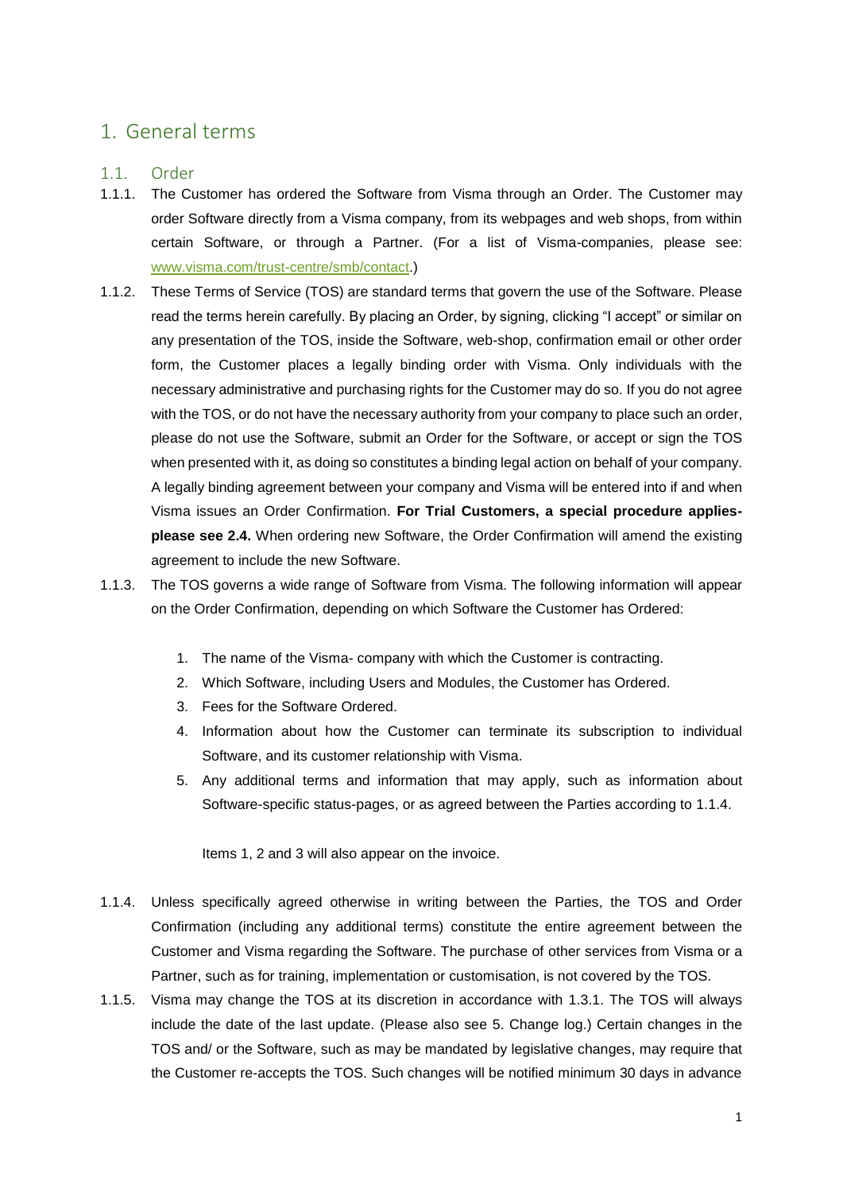# 1. General terms

## 1.1. Order

1.1.1. The Customer has ordered the Software from Visma through an Order. The Customer may order Software directly from a Visma company, from its webpages and web shops, from within certain Software, or through a Partner. (For a list of Visma-companies, please see: [www.visma.com/trust-centre/smb/contact](www.visma.com/trust-centre/smb/contact).)

1.1.2. These Terms of Service (TOS) are standard terms that govern the use of the Software. Please read the terms herein carefully. By placing an Order, by signing, clicking "I accept" or similar on any presentation of the TOS, inside the Software, web-shop, confirmation email or other order form, the Customer places a legally binding order with Visma. Only individuals with the necessary administrative and purchasing rights for the Customer may do so. If you do not agree with the TOS, or do not have the necessary authority from your company to place such an order, please do not use the Software, submit an Order for the Software, or accept or sign the TOS when presented with it, as doing so constitutes a binding legal action on behalf of your company. A legally binding agreement between your company and Visma will be entered into if and when Visma issues an Order Confirmation. **For Trial Customers, a special procedure applies- please see 2.4.** When ordering new Software, the Order Confirmation will amend the existing agreement to include the new Software.

1.1.3. The TOS governs a wide range of Software from Visma. The following information will appear on the Order Confirmation, depending on which Software the Customer has Ordered:

1. The name of the Visma- company with which the Customer is contracting.
2. Which Software, including Users and Modules, the Customer has Ordered.
3. Fees for the Software Ordered.
4. Information about how the Customer can terminate its subscription to individual Software, and its customer relationship with Visma.
5. Any additional terms and information that may apply, such as information about Software-specific status-pages, or as agreed between the Parties according to 1.1.4.

Items 1, 2 and 3 will also appear on the invoice.

1.1.4. Unless specifically agreed otherwise in writing between the Parties, the TOS and Order Confirmation (including any additional terms) constitute the entire agreement between the Customer and Visma regarding the Software. The purchase of other services from Visma or a Partner, such as for training, implementation or customisation, is not covered by the TOS.

1.1.5. Visma may change the TOS at its discretion in accordance with 1.3.1. The TOS will always include the date of the last update. (Please also see 5. Change log.) Certain changes in the TOS and/ or the Software, such as may be mandated by legislative changes, may require that the Customer re-accepts the TOS. Such changes will be notified minimum 30 days in advance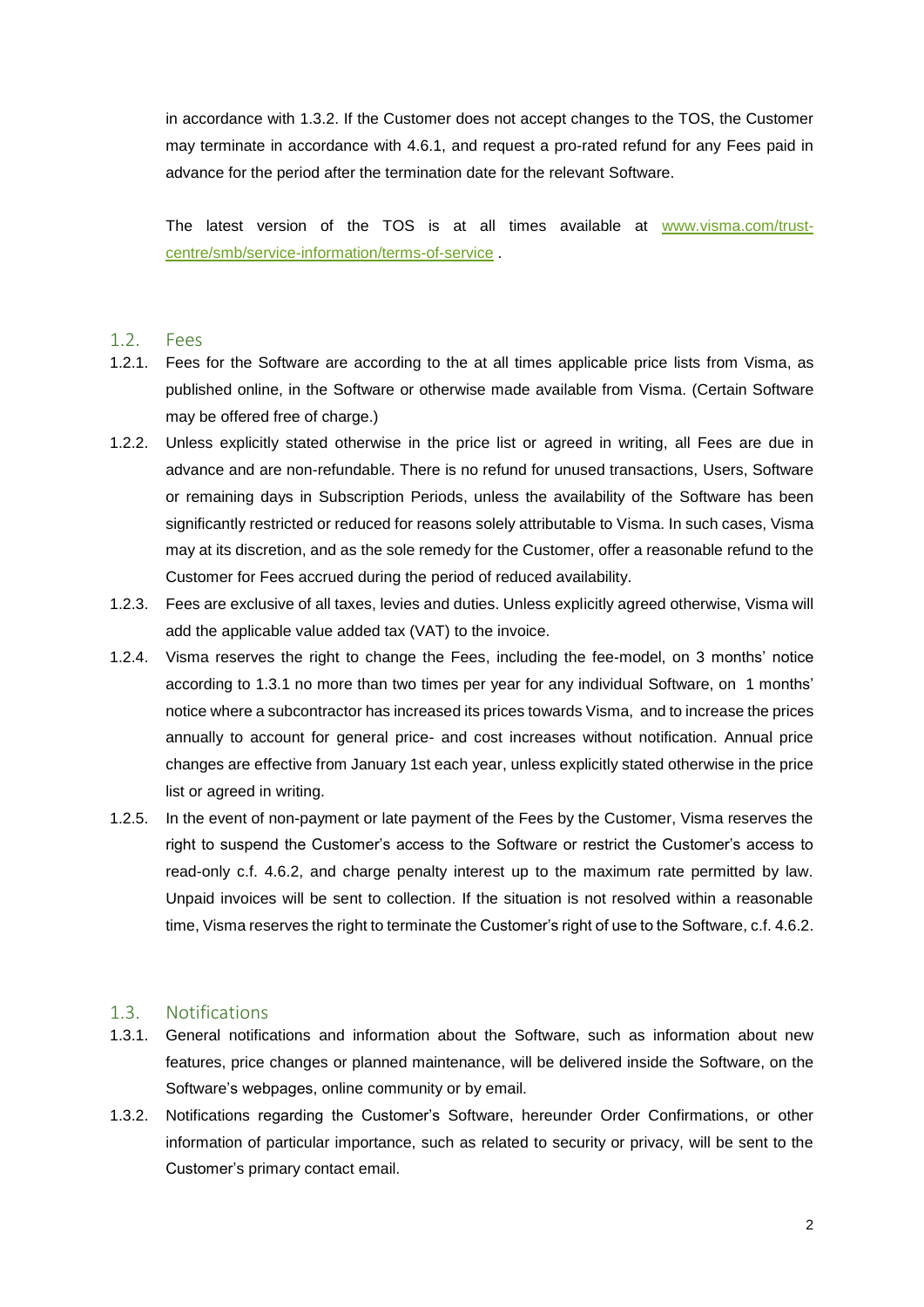in accordance with 1.3.2. If the Customer does not accept changes to the TOS, the Customer may terminate in accordance with 4.6.1, and request a pro-rated refund for any Fees paid in advance for the period after the termination date for the relevant Software.

The latest version of the TOS is at all times available at [www.visma.com/trust-centre/smb/service-information/terms-of-service](www.visma.com/trust-centre/smb/service-information/terms-of-service) .

## 1.2. Fees

1.2.1. Fees for the Software are according to the at all times applicable price lists from Visma, as published online, in the Software or otherwise made available from Visma. (Certain Software may be offered free of charge.)

1.2.2. Unless explicitly stated otherwise in the price list or agreed in writing, all Fees are due in advance and are non-refundable. There is no refund for unused transactions, Users, Software or remaining days in Subscription Periods, unless the availability of the Software has been significantly restricted or reduced for reasons solely attributable to Visma. In such cases, Visma may at its discretion, and as the sole remedy for the Customer, offer a reasonable refund to the Customer for Fees accrued during the period of reduced availability.

1.2.3. Fees are exclusive of all taxes, levies and duties. Unless explicitly agreed otherwise, Visma will add the applicable value added tax (VAT) to the invoice.

1.2.4. Visma reserves the right to change the Fees, including the fee-model, on 3 months' notice according to 1.3.1 no more than two times per year for any individual Software, on 1 months' notice where a subcontractor has increased its prices towards Visma, and to increase the prices annually to account for general price- and cost increases without notification. Annual price changes are effective from January 1st each year, unless explicitly stated otherwise in the price list or agreed in writing.

1.2.5. In the event of non-payment or late payment of the Fees by the Customer, Visma reserves the right to suspend the Customer's access to the Software or restrict the Customer's access to read-only c.f. 4.6.2, and charge penalty interest up to the maximum rate permitted by law. Unpaid invoices will be sent to collection. If the situation is not resolved within a reasonable time, Visma reserves the right to terminate the Customer's right of use to the Software, c.f. 4.6.2.

## 1.3. Notifications

1.3.1. General notifications and information about the Software, such as information about new features, price changes or planned maintenance, will be delivered inside the Software, on the Software's webpages, online community or by email.

1.3.2. Notifications regarding the Customer's Software, hereunder Order Confirmations, or other information of particular importance, such as related to security or privacy, will be sent to the Customer's primary contact email.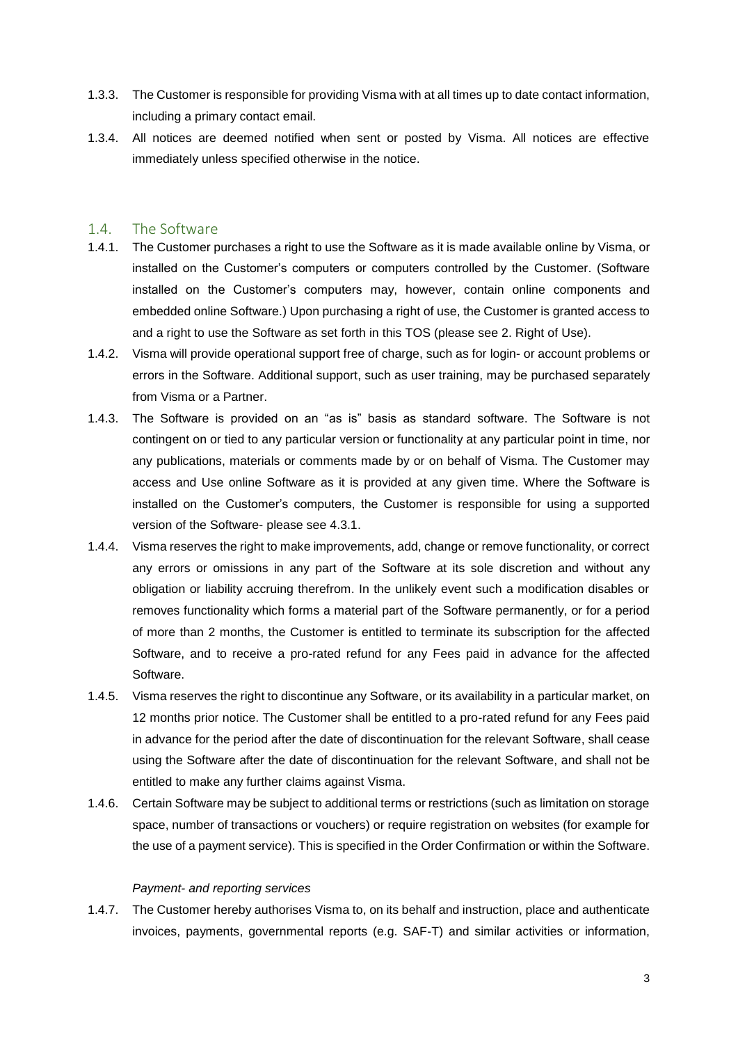1.3.3. The Customer is responsible for providing Visma with at all times up to date contact information, including a primary contact email.

1.3.4. All notices are deemed notified when sent or posted by Visma. All notices are effective immediately unless specified otherwise in the notice.

## 1.4. The Software

1.4.1. The Customer purchases a right to use the Software as it is made available online by Visma, or installed on the Customer's computers or computers controlled by the Customer. (Software installed on the Customer's computers may, however, contain online components and embedded online Software.) Upon purchasing a right of use, the Customer is granted access to and a right to use the Software as set forth in this TOS (please see 2. Right of Use).

1.4.2. Visma will provide operational support free of charge, such as for login- or account problems or errors in the Software. Additional support, such as user training, may be purchased separately from Visma or a Partner.

1.4.3. The Software is provided on an "as is" basis as standard software. The Software is not contingent on or tied to any particular version or functionality at any particular point in time, nor any publications, materials or comments made by or on behalf of Visma. The Customer may access and Use online Software as it is provided at any given time. Where the Software is installed on the Customer's computers, the Customer is responsible for using a supported version of the Software- please see 4.3.1.

1.4.4. Visma reserves the right to make improvements, add, change or remove functionality, or correct any errors or omissions in any part of the Software at its sole discretion and without any obligation or liability accruing therefrom. In the unlikely event such a modification disables or removes functionality which forms a material part of the Software permanently, or for a period of more than 2 months, the Customer is entitled to terminate its subscription for the affected Software, and to receive a pro-rated refund for any Fees paid in advance for the affected Software.

1.4.5. Visma reserves the right to discontinue any Software, or its availability in a particular market, on 12 months prior notice. The Customer shall be entitled to a pro-rated refund for any Fees paid in advance for the period after the date of discontinuation for the relevant Software, shall cease using the Software after the date of discontinuation for the relevant Software, and shall not be entitled to make any further claims against Visma.

1.4.6. Certain Software may be subject to additional terms or restrictions (such as limitation on storage space, number of transactions or vouchers) or require registration on websites (for example for the use of a payment service). This is specified in the Order Confirmation or within the Software.

*Payment- and reporting services*

1.4.7. The Customer hereby authorises Visma to, on its behalf and instruction, place and authenticate invoices, payments, governmental reports (e.g. SAF-T) and similar activities or information,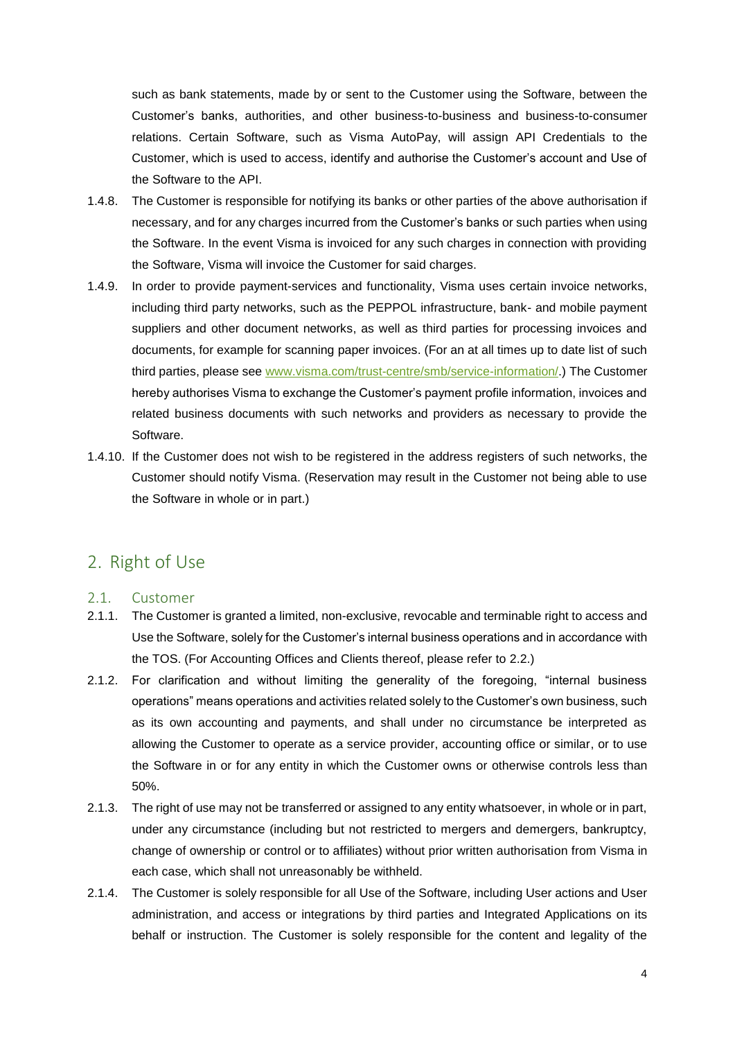such as bank statements, made by or sent to the Customer using the Software, between the Customer's banks, authorities, and other business-to-business and business-to-consumer relations. Certain Software, such as Visma AutoPay, will assign API Credentials to the Customer, which is used to access, identify and authorise the Customer's account and Use of the Software to the API.

1.4.8. The Customer is responsible for notifying its banks or other parties of the above authorisation if necessary, and for any charges incurred from the Customer's banks or such parties when using the Software. In the event Visma is invoiced for any such charges in connection with providing the Software, Visma will invoice the Customer for said charges.

1.4.9. In order to provide payment-services and functionality, Visma uses certain invoice networks, including third party networks, such as the PEPPOL infrastructure, bank- and mobile payment suppliers and other document networks, as well as third parties for processing invoices and documents, for example for scanning paper invoices. (For an at all times up to date list of such third parties, please see [www.visma.com/trust-centre/smb/service-information/](www.visma.com/trust-centre/smb/service-information/).) The Customer hereby authorises Visma to exchange the Customer's payment profile information, invoices and related business documents with such networks and providers as necessary to provide the Software.

1.4.10. If the Customer does not wish to be registered in the address registers of such networks, the Customer should notify Visma. (Reservation may result in the Customer not being able to use the Software in whole or in part.)

## 2. Right of Use

### 2.1. Customer

2.1.1. The Customer is granted a limited, non-exclusive, revocable and terminable right to access and Use the Software, solely for the Customer's internal business operations and in accordance with the TOS. (For Accounting Offices and Clients thereof, please refer to 2.2.)

2.1.2. For clarification and without limiting the generality of the foregoing, "internal business operations" means operations and activities related solely to the Customer's own business, such as its own accounting and payments, and shall under no circumstance be interpreted as allowing the Customer to operate as a service provider, accounting office or similar, or to use the Software in or for any entity in which the Customer owns or otherwise controls less than 50%.

2.1.3. The right of use may not be transferred or assigned to any entity whatsoever, in whole or in part, under any circumstance (including but not restricted to mergers and demergers, bankruptcy, change of ownership or control or to affiliates) without prior written authorisation from Visma in each case, which shall not unreasonably be withheld.

2.1.4. The Customer is solely responsible for all Use of the Software, including User actions and User administration, and access or integrations by third parties and Integrated Applications on its behalf or instruction. The Customer is solely responsible for the content and legality of the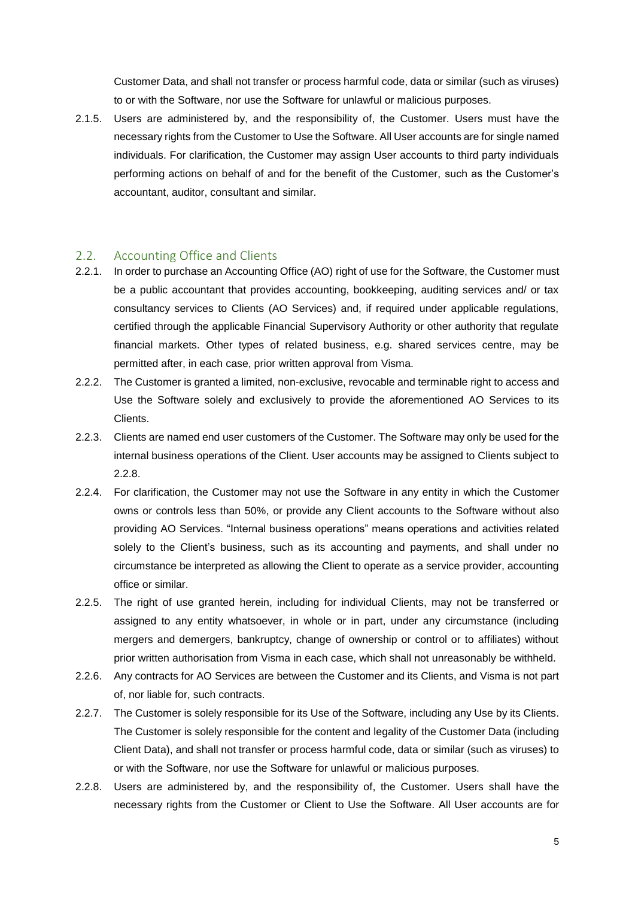Customer Data, and shall not transfer or process harmful code, data or similar (such as viruses) to or with the Software, nor use the Software for unlawful or malicious purposes.

2.1.5. Users are administered by, and the responsibility of, the Customer. Users must have the necessary rights from the Customer to Use the Software. All User accounts are for single named individuals. For clarification, the Customer may assign User accounts to third party individuals performing actions on behalf of and for the benefit of the Customer, such as the Customer's accountant, auditor, consultant and similar.

## 2.2. Accounting Office and Clients

2.2.1. In order to purchase an Accounting Office (AO) right of use for the Software, the Customer must be a public accountant that provides accounting, bookkeeping, auditing services and/ or tax consultancy services to Clients (AO Services) and, if required under applicable regulations, certified through the applicable Financial Supervisory Authority or other authority that regulate financial markets. Other types of related business, e.g. shared services centre, may be permitted after, in each case, prior written approval from Visma.

2.2.2. The Customer is granted a limited, non-exclusive, revocable and terminable right to access and Use the Software solely and exclusively to provide the aforementioned AO Services to its Clients.

2.2.3. Clients are named end user customers of the Customer. The Software may only be used for the internal business operations of the Client. User accounts may be assigned to Clients subject to 2.2.8.

2.2.4. For clarification, the Customer may not use the Software in any entity in which the Customer owns or controls less than 50%, or provide any Client accounts to the Software without also providing AO Services. "Internal business operations" means operations and activities related solely to the Client's business, such as its accounting and payments, and shall under no circumstance be interpreted as allowing the Client to operate as a service provider, accounting office or similar.

2.2.5. The right of use granted herein, including for individual Clients, may not be transferred or assigned to any entity whatsoever, in whole or in part, under any circumstance (including mergers and demergers, bankruptcy, change of ownership or control or to affiliates) without prior written authorisation from Visma in each case, which shall not unreasonably be withheld.

2.2.6. Any contracts for AO Services are between the Customer and its Clients, and Visma is not part of, nor liable for, such contracts.

2.2.7. The Customer is solely responsible for its Use of the Software, including any Use by its Clients. The Customer is solely responsible for the content and legality of the Customer Data (including Client Data), and shall not transfer or process harmful code, data or similar (such as viruses) to or with the Software, nor use the Software for unlawful or malicious purposes.

2.2.8. Users are administered by, and the responsibility of, the Customer. Users shall have the necessary rights from the Customer or Client to Use the Software. All User accounts are for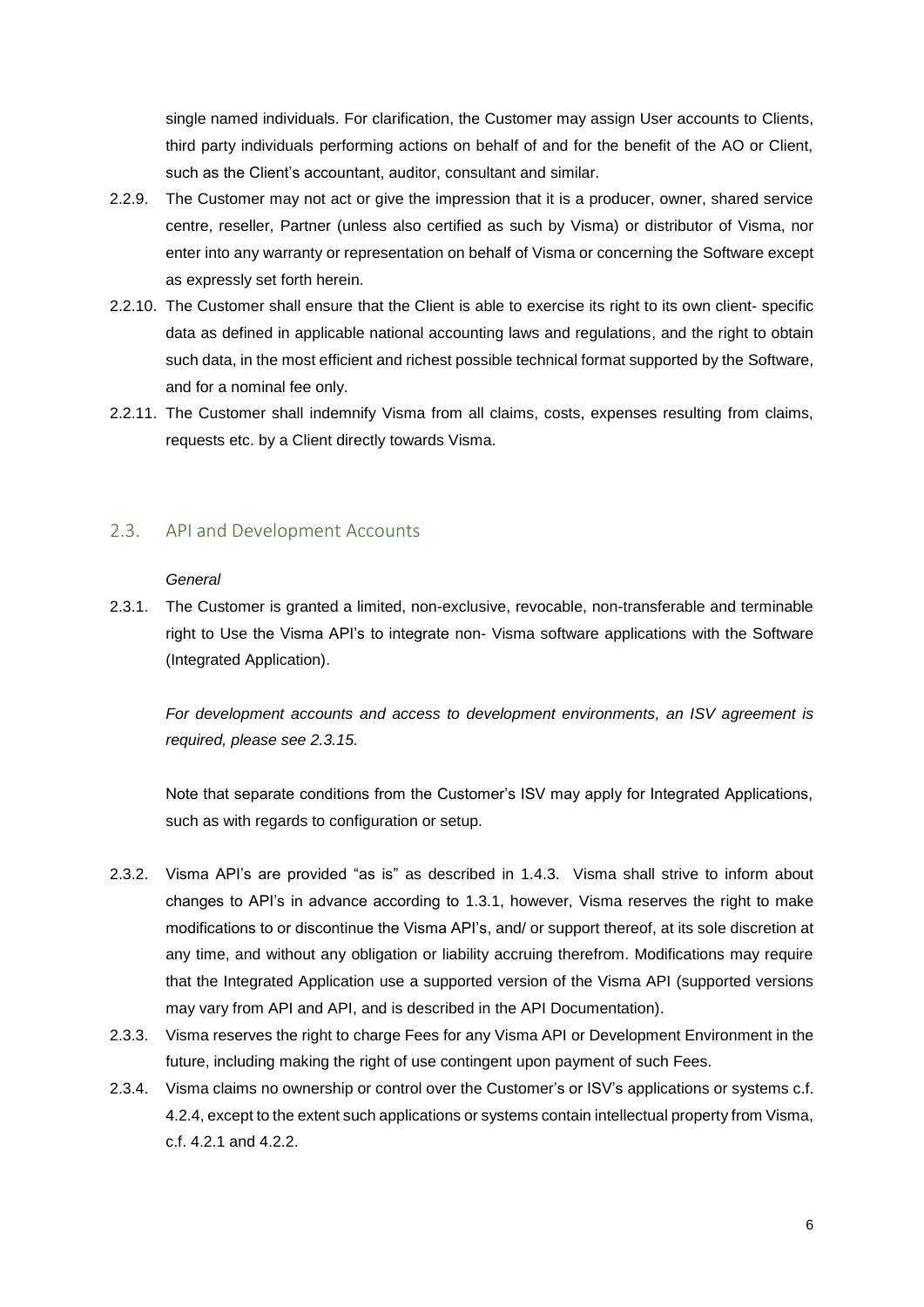single named individuals. For clarification, the Customer may assign User accounts to Clients, third party individuals performing actions on behalf of and for the benefit of the AO or Client, such as the Client's accountant, auditor, consultant and similar.

2.2.9. The Customer may not act or give the impression that it is a producer, owner, shared service centre, reseller, Partner (unless also certified as such by Visma) or distributor of Visma, nor enter into any warranty or representation on behalf of Visma or concerning the Software except as expressly set forth herein.

2.2.10. The Customer shall ensure that the Client is able to exercise its right to its own client- specific data as defined in applicable national accounting laws and regulations, and the right to obtain such data, in the most efficient and richest possible technical format supported by the Software, and for a nominal fee only.

2.2.11. The Customer shall indemnify Visma from all claims, costs, expenses resulting from claims, requests etc. by a Client directly towards Visma.

## 2.3. API and Development Accounts

*General*

2.3.1. The Customer is granted a limited, non-exclusive, revocable, non-transferable and terminable right to Use the Visma API's to integrate non- Visma software applications with the Software (Integrated Application).

*For development accounts and access to development environments, an ISV agreement is required, please see 2.3.15.*

Note that separate conditions from the Customer's ISV may apply for Integrated Applications, such as with regards to configuration or setup.

2.3.2. Visma API's are provided "as is" as described in 1.4.3. Visma shall strive to inform about changes to API's in advance according to 1.3.1, however, Visma reserves the right to make modifications to or discontinue the Visma API's, and/ or support thereof, at its sole discretion at any time, and without any obligation or liability accruing therefrom. Modifications may require that the Integrated Application use a supported version of the Visma API (supported versions may vary from API and API, and is described in the API Documentation).

2.3.3. Visma reserves the right to charge Fees for any Visma API or Development Environment in the future, including making the right of use contingent upon payment of such Fees.

2.3.4. Visma claims no ownership or control over the Customer's or ISV's applications or systems c.f. 4.2.4, except to the extent such applications or systems contain intellectual property from Visma, c.f. 4.2.1 and 4.2.2.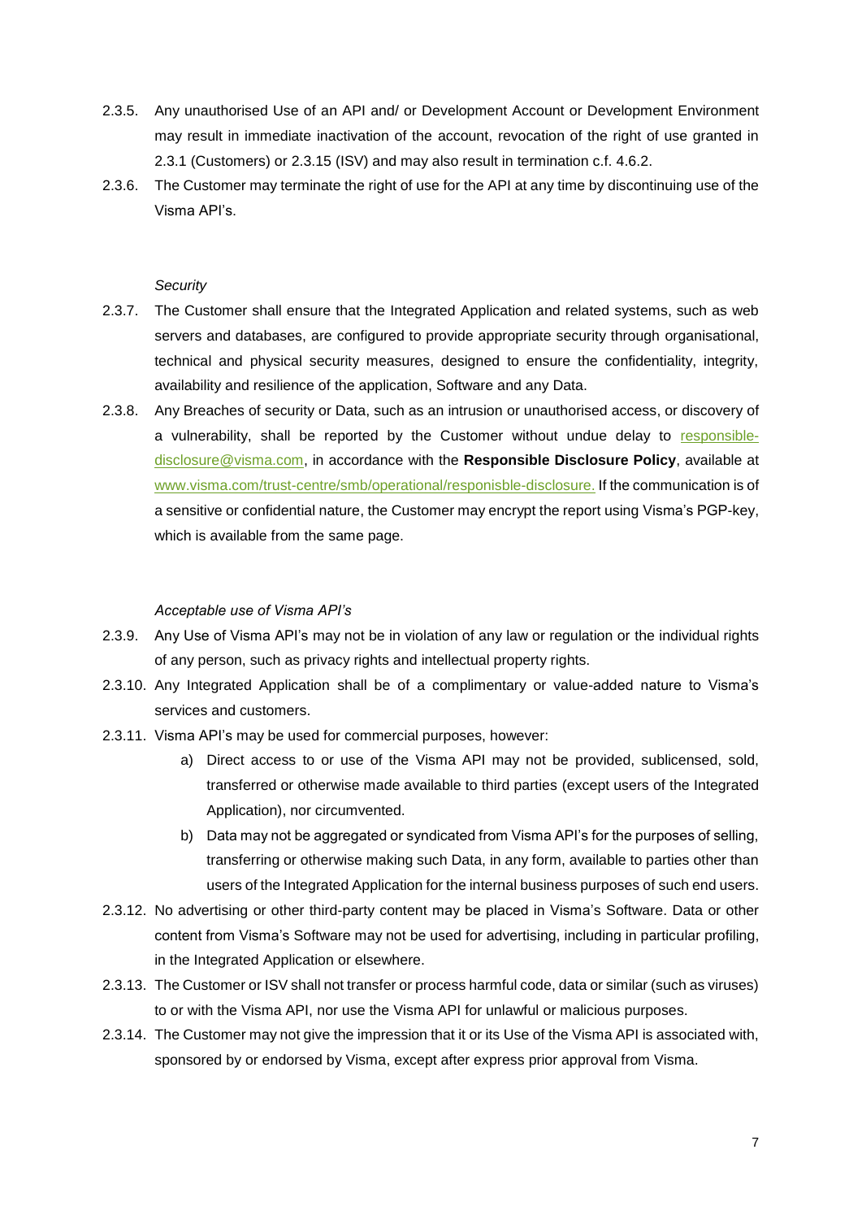2.3.5. Any unauthorised Use of an API and/ or Development Account or Development Environment may result in immediate inactivation of the account, revocation of the right of use granted in 2.3.1 (Customers) or 2.3.15 (ISV) and may also result in termination c.f. 4.6.2.

2.3.6. The Customer may terminate the right of use for the API at any time by discontinuing use of the Visma API's.

*Security*

2.3.7. The Customer shall ensure that the Integrated Application and related systems, such as web servers and databases, are configured to provide appropriate security through organisational, technical and physical security measures, designed to ensure the confidentiality, integrity, availability and resilience of the application, Software and any Data.

2.3.8. Any Breaches of security or Data, such as an intrusion or unauthorised access, or discovery of a vulnerability, shall be reported by the Customer without undue delay to [responsible-disclosure@visma.com](mailto:responsible-disclosure@visma.com), in accordance with the **Responsible Disclosure Policy**, available at [www.visma.com/trust-centre/smb/operational/responisble-disclosure.](www.visma.com/trust-centre/smb/operational/responisble-disclosure) If the communication is of a sensitive or confidential nature, the Customer may encrypt the report using Visma's PGP-key, which is available from the same page.

*Acceptable use of Visma API's*

2.3.9. Any Use of Visma API's may not be in violation of any law or regulation or the individual rights of any person, such as privacy rights and intellectual property rights.

2.3.10. Any Integrated Application shall be of a complimentary or value-added nature to Visma's services and customers.

2.3.11. Visma API's may be used for commercial purposes, however:

a) Direct access to or use of the Visma API may not be provided, sublicensed, sold, transferred or otherwise made available to third parties (except users of the Integrated Application), nor circumvented.

b) Data may not be aggregated or syndicated from Visma API's for the purposes of selling, transferring or otherwise making such Data, in any form, available to parties other than users of the Integrated Application for the internal business purposes of such end users.

2.3.12. No advertising or other third-party content may be placed in Visma's Software. Data or other content from Visma's Software may not be used for advertising, including in particular profiling, in the Integrated Application or elsewhere.

2.3.13. The Customer or ISV shall not transfer or process harmful code, data or similar (such as viruses) to or with the Visma API, nor use the Visma API for unlawful or malicious purposes.

2.3.14. The Customer may not give the impression that it or its Use of the Visma API is associated with, sponsored by or endorsed by Visma, except after express prior approval from Visma.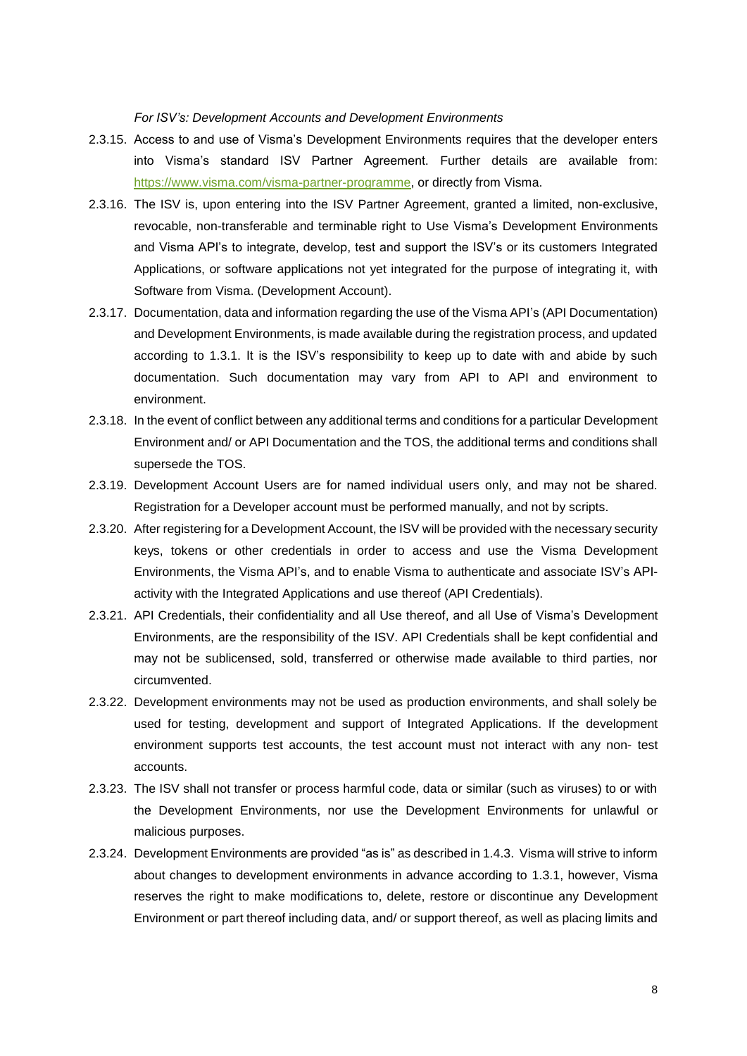*For ISV's: Development Accounts and Development Environments*

2.3.15. Access to and use of Visma's Development Environments requires that the developer enters into Visma's standard ISV Partner Agreement. Further details are available from: [https://www.visma.com/visma-partner-programme](https://www.visma.com/visma-partner-programme), or directly from Visma.

2.3.16. The ISV is, upon entering into the ISV Partner Agreement, granted a limited, non-exclusive, revocable, non-transferable and terminable right to Use Visma's Development Environments and Visma API's to integrate, develop, test and support the ISV's or its customers Integrated Applications, or software applications not yet integrated for the purpose of integrating it, with Software from Visma. (Development Account).

2.3.17. Documentation, data and information regarding the use of the Visma API's (API Documentation) and Development Environments, is made available during the registration process, and updated according to 1.3.1. It is the ISV's responsibility to keep up to date with and abide by such documentation. Such documentation may vary from API to API and environment to environment.

2.3.18. In the event of conflict between any additional terms and conditions for a particular Development Environment and/ or API Documentation and the TOS, the additional terms and conditions shall supersede the TOS.

2.3.19. Development Account Users are for named individual users only, and may not be shared. Registration for a Developer account must be performed manually, and not by scripts.

2.3.20. After registering for a Development Account, the ISV will be provided with the necessary security keys, tokens or other credentials in order to access and use the Visma Development Environments, the Visma API's, and to enable Visma to authenticate and associate ISV's API-activity with the Integrated Applications and use thereof (API Credentials).

2.3.21. API Credentials, their confidentiality and all Use thereof, and all Use of Visma's Development Environments, are the responsibility of the ISV. API Credentials shall be kept confidential and may not be sublicensed, sold, transferred or otherwise made available to third parties, nor circumvented.

2.3.22. Development environments may not be used as production environments, and shall solely be used for testing, development and support of Integrated Applications. If the development environment supports test accounts, the test account must not interact with any non- test accounts.

2.3.23. The ISV shall not transfer or process harmful code, data or similar (such as viruses) to or with the Development Environments, nor use the Development Environments for unlawful or malicious purposes.

2.3.24. Development Environments are provided "as is" as described in 1.4.3. Visma will strive to inform about changes to development environments in advance according to 1.3.1, however, Visma reserves the right to make modifications to, delete, restore or discontinue any Development Environment or part thereof including data, and/ or support thereof, as well as placing limits and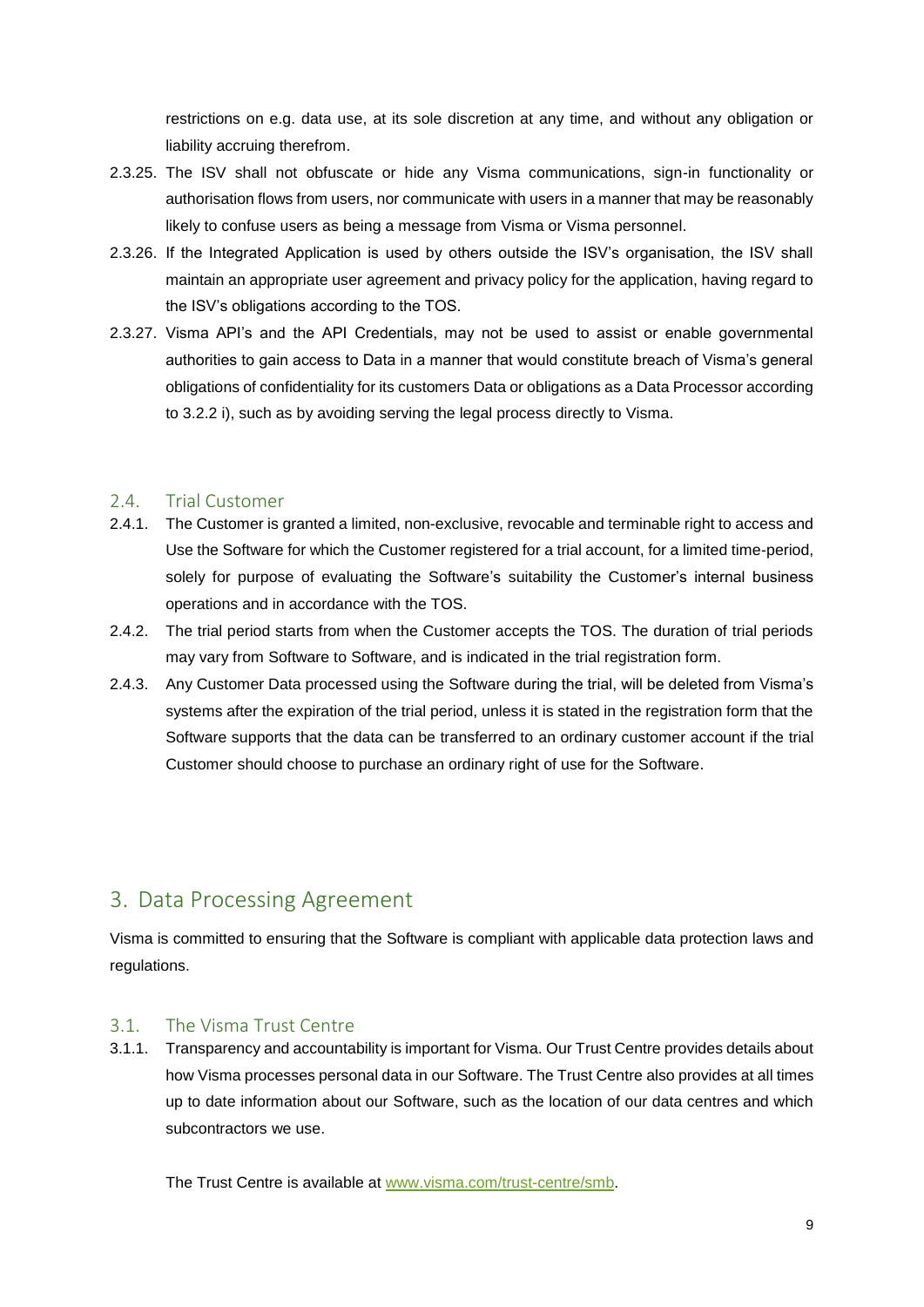restrictions on e.g. data use, at its sole discretion at any time, and without any obligation or liability accruing therefrom.

2.3.25. The ISV shall not obfuscate or hide any Visma communications, sign-in functionality or authorisation flows from users, nor communicate with users in a manner that may be reasonably likely to confuse users as being a message from Visma or Visma personnel.

2.3.26. If the Integrated Application is used by others outside the ISV's organisation, the ISV shall maintain an appropriate user agreement and privacy policy for the application, having regard to the ISV's obligations according to the TOS.

2.3.27. Visma API's and the API Credentials, may not be used to assist or enable governmental authorities to gain access to Data in a manner that would constitute breach of Visma's general obligations of confidentiality for its customers Data or obligations as a Data Processor according to 3.2.2 i), such as by avoiding serving the legal process directly to Visma.

### 2.4. Trial Customer

2.4.1. The Customer is granted a limited, non-exclusive, revocable and terminable right to access and Use the Software for which the Customer registered for a trial account, for a limited time-period, solely for purpose of evaluating the Software's suitability the Customer's internal business operations and in accordance with the TOS.

2.4.2. The trial period starts from when the Customer accepts the TOS. The duration of trial periods may vary from Software to Software, and is indicated in the trial registration form.

2.4.3. Any Customer Data processed using the Software during the trial, will be deleted from Visma's systems after the expiration of the trial period, unless it is stated in the registration form that the Software supports that the data can be transferred to an ordinary customer account if the trial Customer should choose to purchase an ordinary right of use for the Software.

## 3. Data Processing Agreement

Visma is committed to ensuring that the Software is compliant with applicable data protection laws and regulations.

### 3.1. The Visma Trust Centre

3.1.1. Transparency and accountability is important for Visma. Our Trust Centre provides details about how Visma processes personal data in our Software. The Trust Centre also provides at all times up to date information about our Software, such as the location of our data centres and which subcontractors we use.

The Trust Centre is available at [www.visma.com/trust-centre/smb](www.visma.com/trust-centre/smb).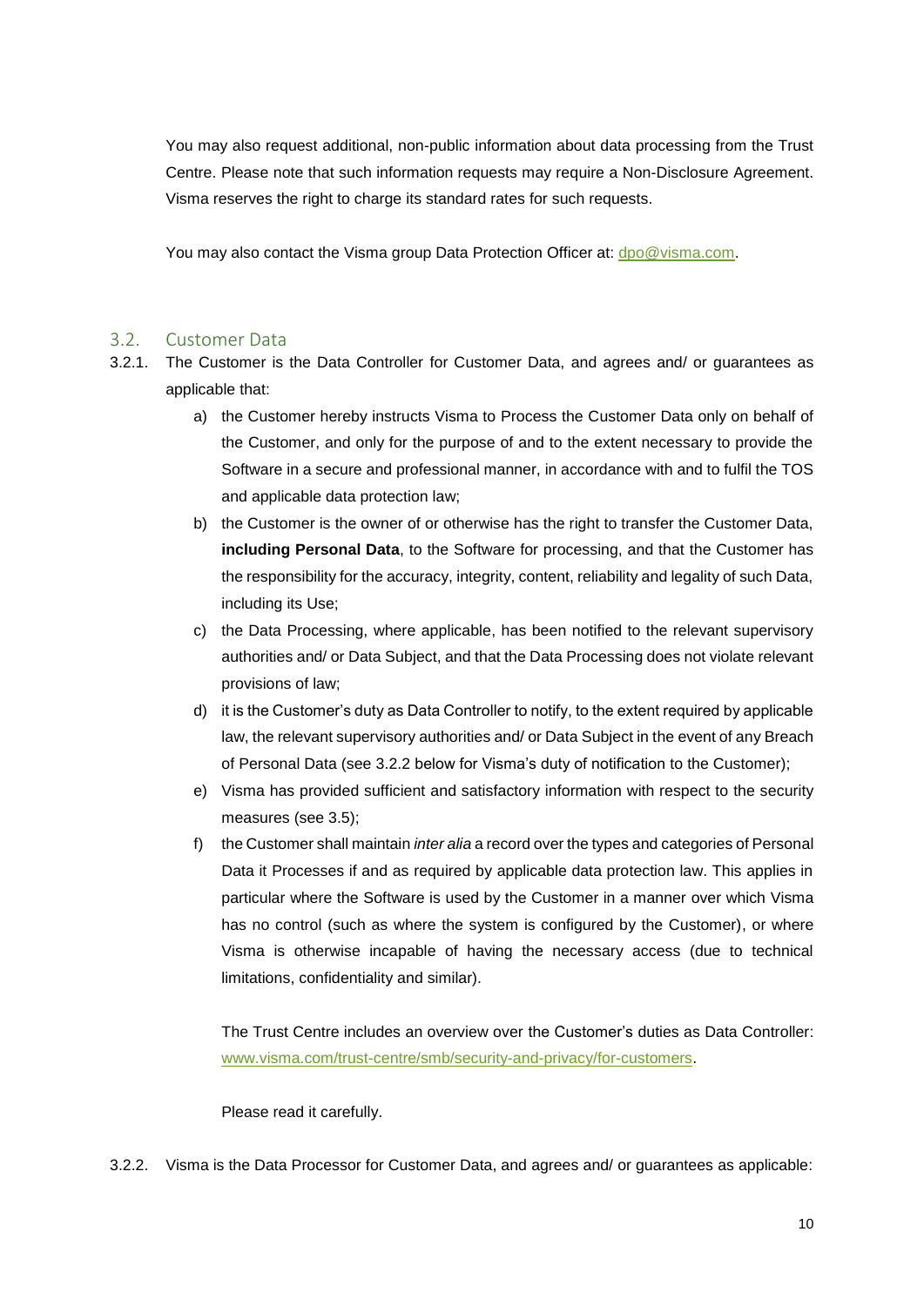You may also request additional, non-public information about data processing from the Trust Centre. Please note that such information requests may require a Non-Disclosure Agreement. Visma reserves the right to charge its standard rates for such requests.

You may also contact the Visma group Data Protection Officer at: [dpo@visma.com](mailto:dpo@visma.com).

### 3.2. Customer Data

3.2.1. The Customer is the Data Controller for Customer Data, and agrees and/ or guarantees as applicable that:

a) the Customer hereby instructs Visma to Process the Customer Data only on behalf of the Customer, and only for the purpose of and to the extent necessary to provide the Software in a secure and professional manner, in accordance with and to fulfil the TOS and applicable data protection law;

b) the Customer is the owner of or otherwise has the right to transfer the Customer Data, **including Personal Data**, to the Software for processing, and that the Customer has the responsibility for the accuracy, integrity, content, reliability and legality of such Data, including its Use;

c) the Data Processing, where applicable, has been notified to the relevant supervisory authorities and/ or Data Subject, and that the Data Processing does not violate relevant provisions of law;

d) it is the Customer's duty as Data Controller to notify, to the extent required by applicable law, the relevant supervisory authorities and/ or Data Subject in the event of any Breach of Personal Data (see 3.2.2 below for Visma's duty of notification to the Customer);

e) Visma has provided sufficient and satisfactory information with respect to the security measures (see 3.5);

f) the Customer shall maintain *inter alia* a record over the types and categories of Personal Data it Processes if and as required by applicable data protection law. This applies in particular where the Software is used by the Customer in a manner over which Visma has no control (such as where the system is configured by the Customer), or where Visma is otherwise incapable of having the necessary access (due to technical limitations, confidentiality and similar).

The Trust Centre includes an overview over the Customer's duties as Data Controller: [www.visma.com/trust-centre/smb/security-and-privacy/for-customers](http://www.visma.com/trust-centre/smb/security-and-privacy/for-customers).

Please read it carefully.

3.2.2. Visma is the Data Processor for Customer Data, and agrees and/ or guarantees as applicable: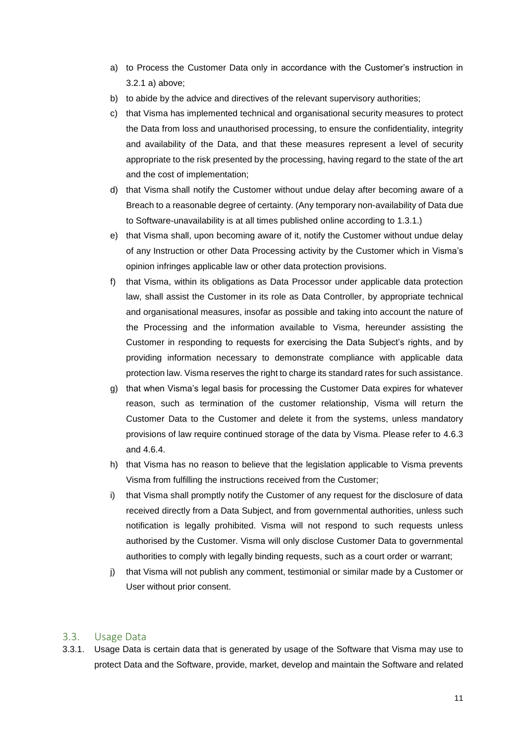a) to Process the Customer Data only in accordance with the Customer's instruction in 3.2.1 a) above;
b) to abide by the advice and directives of the relevant supervisory authorities;
c) that Visma has implemented technical and organisational security measures to protect the Data from loss and unauthorised processing, to ensure the confidentiality, integrity and availability of the Data, and that these measures represent a level of security appropriate to the risk presented by the processing, having regard to the state of the art and the cost of implementation;
d) that Visma shall notify the Customer without undue delay after becoming aware of a Breach to a reasonable degree of certainty. (Any temporary non-availability of Data due to Software-unavailability is at all times published online according to 1.3.1.)
e) that Visma shall, upon becoming aware of it, notify the Customer without undue delay of any Instruction or other Data Processing activity by the Customer which in Visma's opinion infringes applicable law or other data protection provisions.
f) that Visma, within its obligations as Data Processor under applicable data protection law, shall assist the Customer in its role as Data Controller, by appropriate technical and organisational measures, insofar as possible and taking into account the nature of the Processing and the information available to Visma, hereunder assisting the Customer in responding to requests for exercising the Data Subject's rights, and by providing information necessary to demonstrate compliance with applicable data protection law. Visma reserves the right to charge its standard rates for such assistance.
g) that when Visma's legal basis for processing the Customer Data expires for whatever reason, such as termination of the customer relationship, Visma will return the Customer Data to the Customer and delete it from the systems, unless mandatory provisions of law require continued storage of the data by Visma. Please refer to 4.6.3 and 4.6.4.
h) that Visma has no reason to believe that the legislation applicable to Visma prevents Visma from fulfilling the instructions received from the Customer;
i) that Visma shall promptly notify the Customer of any request for the disclosure of data received directly from a Data Subject, and from governmental authorities, unless such notification is legally prohibited. Visma will not respond to such requests unless authorised by the Customer. Visma will only disclose Customer Data to governmental authorities to comply with legally binding requests, such as a court order or warrant;
j) that Visma will not publish any comment, testimonial or similar made by a Customer or User without prior consent.

## 3.3. Usage Data

3.3.1. Usage Data is certain data that is generated by usage of the Software that Visma may use to protect Data and the Software, provide, market, develop and maintain the Software and related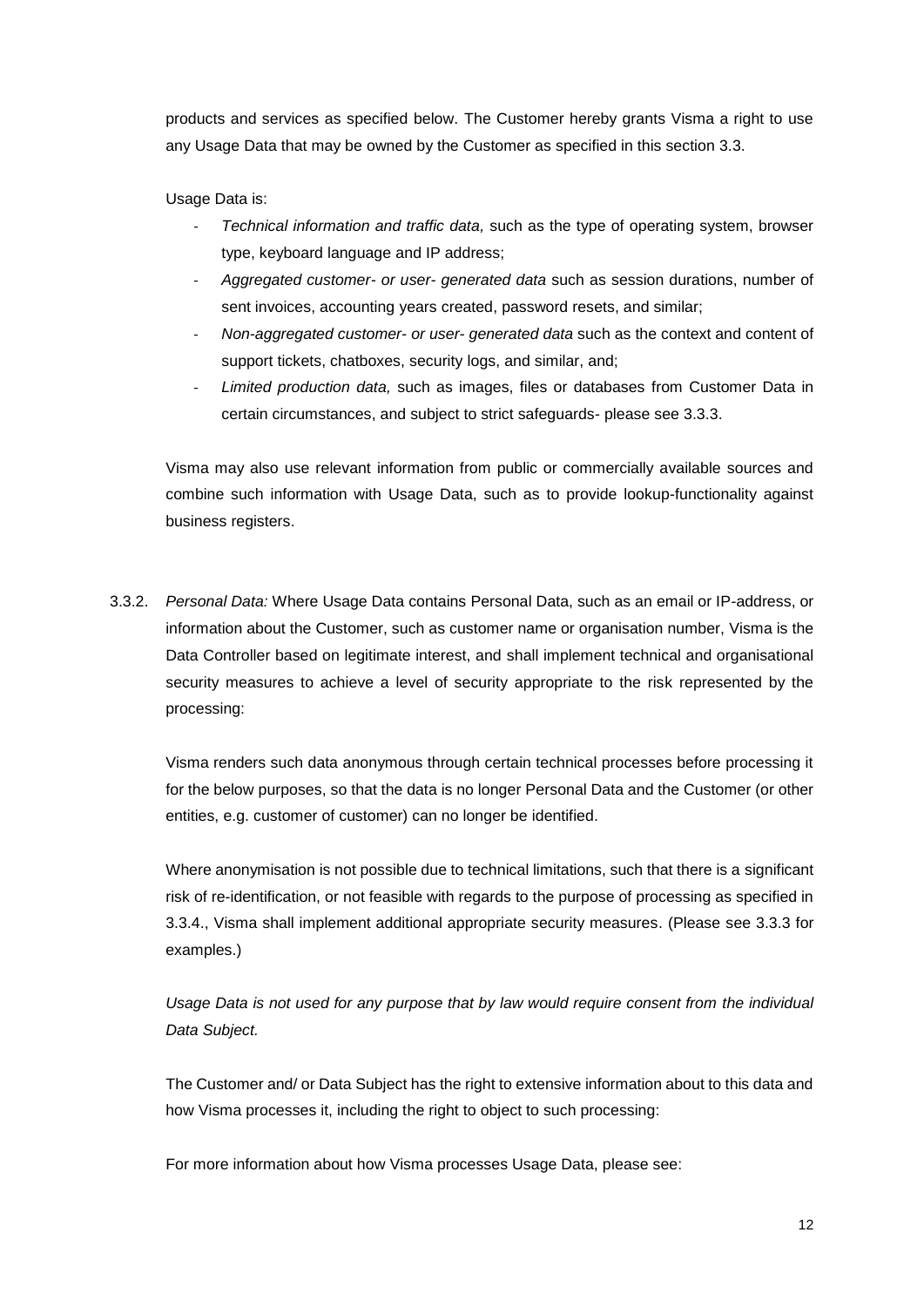products and services as specified below. The Customer hereby grants Visma a right to use any Usage Data that may be owned by the Customer as specified in this section 3.3.

Usage Data is:

- *Technical information and traffic data,* such as the type of operating system, browser type, keyboard language and IP address;
- *Aggregated customer- or user- generated data* such as session durations, number of sent invoices, accounting years created, password resets, and similar;
- *Non-aggregated customer- or user- generated data* such as the context and content of support tickets, chatboxes, security logs, and similar, and;
- *Limited production data,* such as images, files or databases from Customer Data in certain circumstances, and subject to strict safeguards- please see 3.3.3.

Visma may also use relevant information from public or commercially available sources and combine such information with Usage Data, such as to provide lookup-functionality against business registers.

3.3.2. *Personal Data:* Where Usage Data contains Personal Data, such as an email or IP-address, or information about the Customer, such as customer name or organisation number, Visma is the Data Controller based on legitimate interest, and shall implement technical and organisational security measures to achieve a level of security appropriate to the risk represented by the processing:

Visma renders such data anonymous through certain technical processes before processing it for the below purposes, so that the data is no longer Personal Data and the Customer (or other entities, e.g. customer of customer) can no longer be identified.

Where anonymisation is not possible due to technical limitations, such that there is a significant risk of re-identification, or not feasible with regards to the purpose of processing as specified in 3.3.4., Visma shall implement additional appropriate security measures. (Please see 3.3.3 for examples.)

*Usage Data is not used for any purpose that by law would require consent from the individual Data Subject.*

The Customer and/ or Data Subject has the right to extensive information about to this data and how Visma processes it, including the right to object to such processing:

For more information about how Visma processes Usage Data, please see: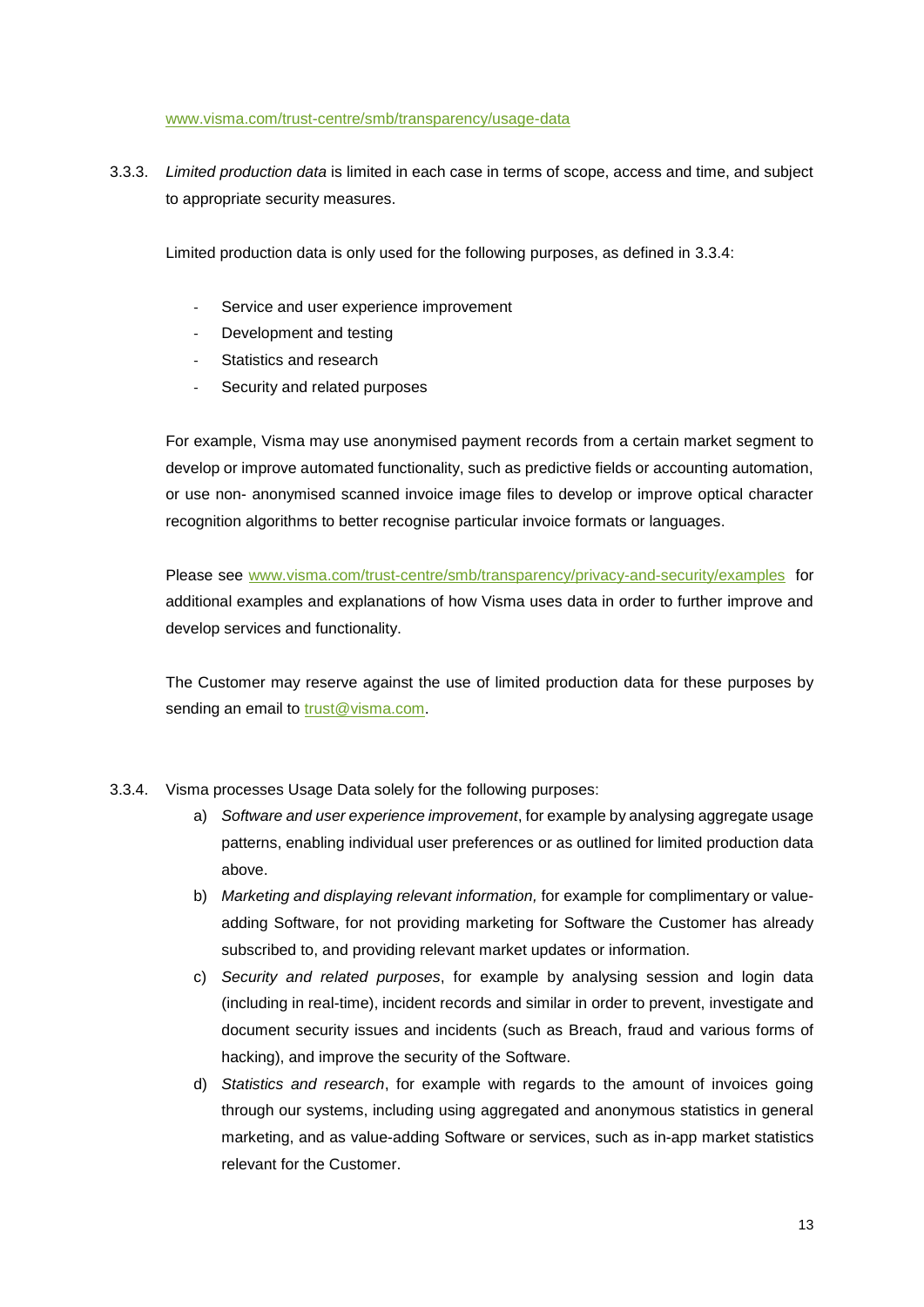www.visma.com/trust-centre/smb/transparency/usage-data

3.3.3. *Limited production data* is limited in each case in terms of scope, access and time, and subject to appropriate security measures.

Limited production data is only used for the following purposes, as defined in 3.3.4:

- Service and user experience improvement
- Development and testing
- Statistics and research
- Security and related purposes

For example, Visma may use anonymised payment records from a certain market segment to develop or improve automated functionality, such as predictive fields or accounting automation, or use non- anonymised scanned invoice image files to develop or improve optical character recognition algorithms to better recognise particular invoice formats or languages.

Please see www.visma.com/trust-centre/smb/transparency/privacy-and-security/examples for additional examples and explanations of how Visma uses data in order to further improve and develop services and functionality.

The Customer may reserve against the use of limited production data for these purposes by sending an email to trust@visma.com.

3.3.4. Visma processes Usage Data solely for the following purposes:

a) *Software and user experience improvement*, for example by analysing aggregate usage patterns, enabling individual user preferences or as outlined for limited production data above.
b) *Marketing and displaying relevant information,* for example for complimentary or value-adding Software, for not providing marketing for Software the Customer has already subscribed to, and providing relevant market updates or information.
c) *Security and related purposes*, for example by analysing session and login data (including in real-time), incident records and similar in order to prevent, investigate and document security issues and incidents (such as Breach, fraud and various forms of hacking), and improve the security of the Software.
d) *Statistics and research*, for example with regards to the amount of invoices going through our systems, including using aggregated and anonymous statistics in general marketing, and as value-adding Software or services, such as in-app market statistics relevant for the Customer.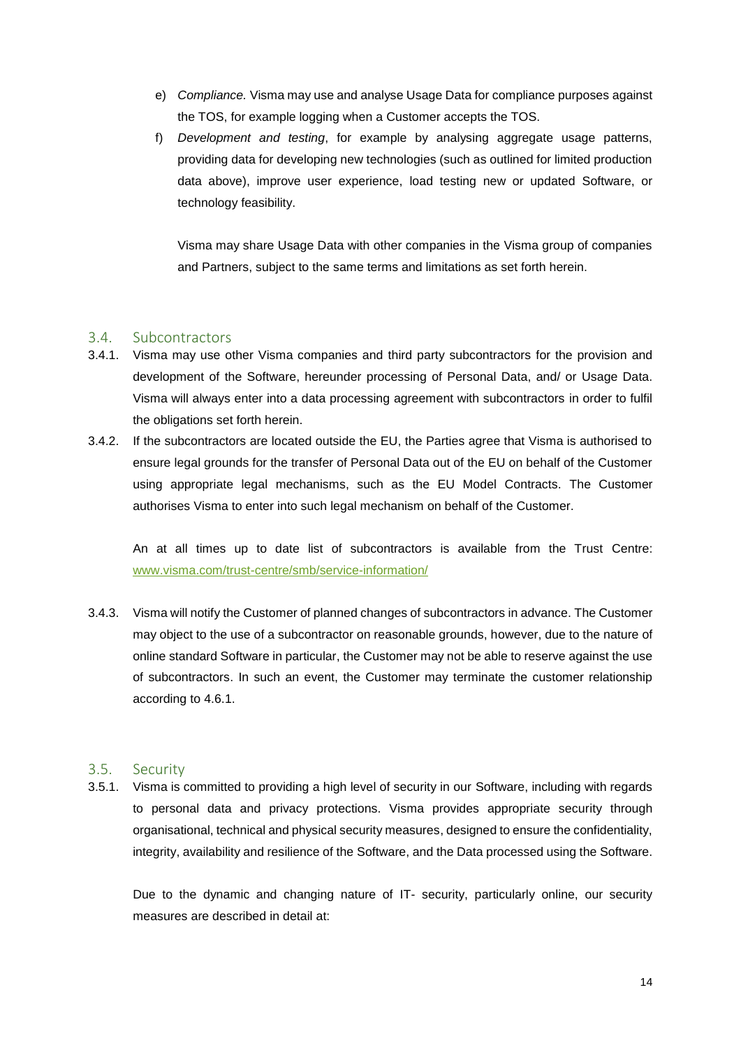e) *Compliance.* Visma may use and analyse Usage Data for compliance purposes against the TOS, for example logging when a Customer accepts the TOS.

f) *Development and testing*, for example by analysing aggregate usage patterns, providing data for developing new technologies (such as outlined for limited production data above), improve user experience, load testing new or updated Software, or technology feasibility.

Visma may share Usage Data with other companies in the Visma group of companies and Partners, subject to the same terms and limitations as set forth herein.

## 3.4. Subcontractors

3.4.1. Visma may use other Visma companies and third party subcontractors for the provision and development of the Software, hereunder processing of Personal Data, and/ or Usage Data. Visma will always enter into a data processing agreement with subcontractors in order to fulfil the obligations set forth herein.

3.4.2. If the subcontractors are located outside the EU, the Parties agree that Visma is authorised to ensure legal grounds for the transfer of Personal Data out of the EU on behalf of the Customer using appropriate legal mechanisms, such as the EU Model Contracts. The Customer authorises Visma to enter into such legal mechanism on behalf of the Customer.

An at all times up to date list of subcontractors is available from the Trust Centre: [www.visma.com/trust-centre/smb/service-information/](www.visma.com/trust-centre/smb/service-information/)

3.4.3. Visma will notify the Customer of planned changes of subcontractors in advance. The Customer may object to the use of a subcontractor on reasonable grounds, however, due to the nature of online standard Software in particular, the Customer may not be able to reserve against the use of subcontractors. In such an event, the Customer may terminate the customer relationship according to 4.6.1.

## 3.5. Security

3.5.1. Visma is committed to providing a high level of security in our Software, including with regards to personal data and privacy protections. Visma provides appropriate security through organisational, technical and physical security measures, designed to ensure the confidentiality, integrity, availability and resilience of the Software, and the Data processed using the Software.

Due to the dynamic and changing nature of IT- security, particularly online, our security measures are described in detail at: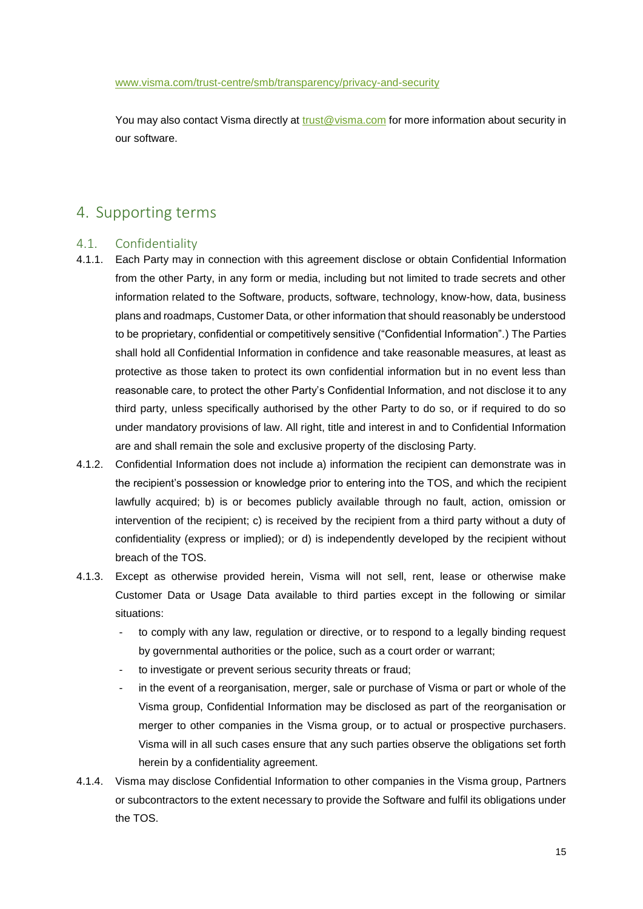www.visma.com/trust-centre/smb/transparency/privacy-and-security

You may also contact Visma directly at trust@visma.com for more information about security in our software.

# 4. Supporting terms

## 4.1. Confidential​ity

4.1.1. Each Party may in connection with this agreement disclose or obtain Confidential Information from the other Party, in any form or media, including but not limited to trade secrets and other information related to the Software, products, software, technology, know-how, data, business plans and roadmaps, Customer Data, or other information that should reasonably be understood to be proprietary, confidential or competitively sensitive ("Confidential Information".) The Parties shall hold all Confidential Information in confidence and take reasonable measures, at least as protective as those taken to protect its own confidential information but in no event less than reasonable care, to protect the other Party's Confidential Information, and not disclose it to any third party, unless specifically authorised by the other Party to do so, or if required to do so under mandatory provisions of law. All right, title and interest in and to Confidential Information are and shall remain the sole and exclusive property of the disclosing Party.

4.1.2. Confidential Information does not include a) information the recipient can demonstrate was in the recipient's possession or knowledge prior to entering into the TOS, and which the recipient lawfully acquired; b) is or becomes publicly available through no fault, action, omission or intervention of the recipient; c) is received by the recipient from a third party without a duty of confidentiality (express or implied); or d) is independently developed by the recipient without breach of the TOS.

4.1.3. Except as otherwise provided herein, Visma will not sell, rent, lease or otherwise make Customer Data or Usage Data available to third parties except in the following or similar situations:

- to comply with any law, regulation or directive, or to respond to a legally binding request by governmental authorities or the police, such as a court order or warrant;
- to investigate or prevent serious security threats or fraud;
- in the event of a reorganisation, merger, sale or purchase of Visma or part or whole of the Visma group, Confidential Information may be disclosed as part of the reorganisation or merger to other companies in the Visma group, or to actual or prospective purchasers. Visma will in all such cases ensure that any such parties observe the obligations set forth herein by a confidentiality agreement.

4.1.4. Visma may disclose Confidential Information to other companies in the Visma group, Partners or subcontractors to the extent necessary to provide the Software and fulfil its obligations under the TOS.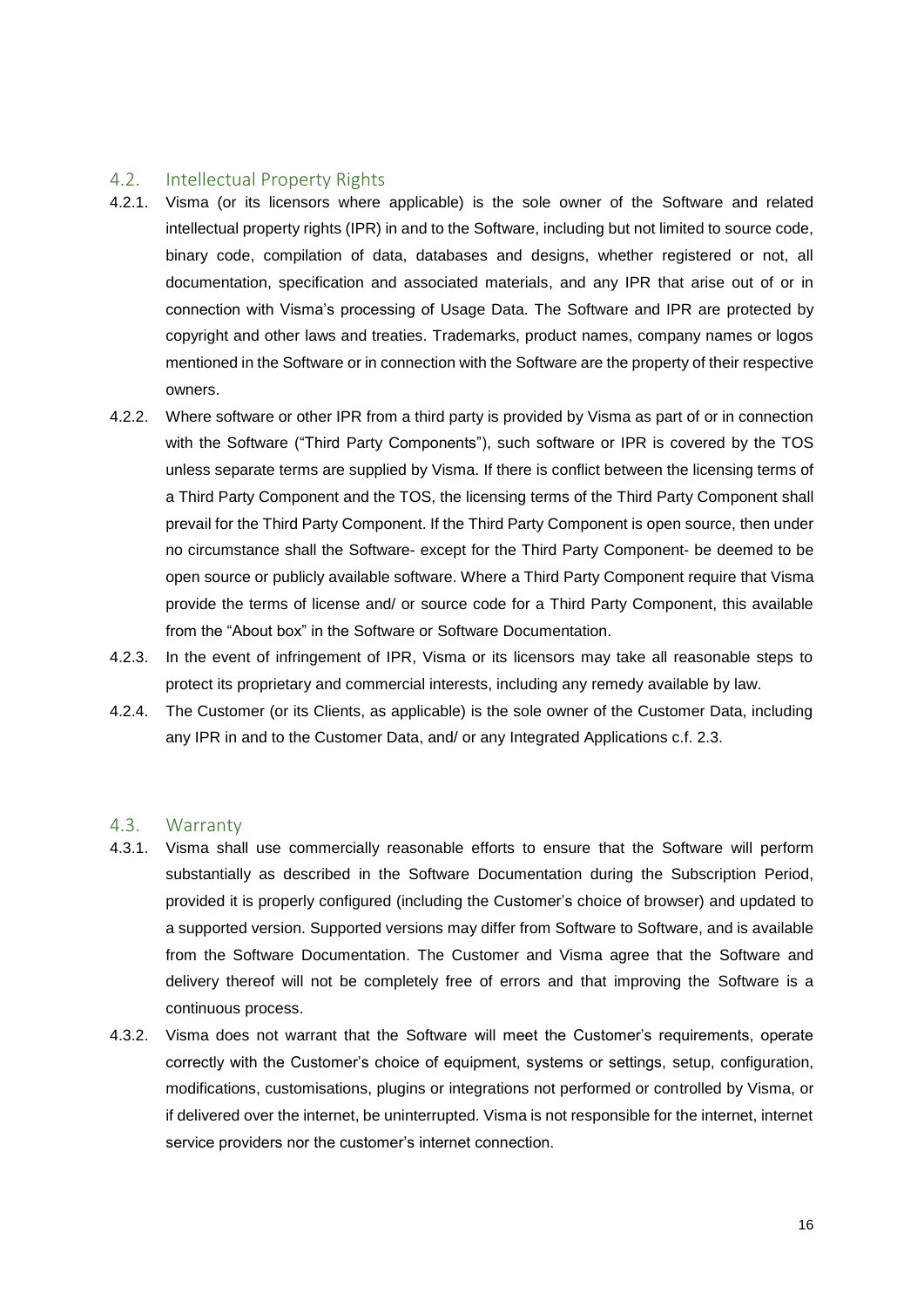### 4.2. Intellectual Property Rights

4.2.1. Visma (or its licensors where applicable) is the sole owner of the Software and related intellectual property rights (IPR) in and to the Software, including but not limited to source code, binary code, compilation of data, databases and designs, whether registered or not, all documentation, specification and associated materials, and any IPR that arise out of or in connection with Visma's processing of Usage Data. The Software and IPR are protected by copyright and other laws and treaties. Trademarks, product names, company names or logos mentioned in the Software or in connection with the Software are the property of their respective owners.

4.2.2. Where software or other IPR from a third party is provided by Visma as part of or in connection with the Software ("Third Party Components"), such software or IPR is covered by the TOS unless separate terms are supplied by Visma. If there is conflict between the licensing terms of a Third Party Component and the TOS, the licensing terms of the Third Party Component shall prevail for the Third Party Component. If the Third Party Component is open source, then under no circumstance shall the Software- except for the Third Party Component- be deemed to be open source or publicly available software. Where a Third Party Component require that Visma provide the terms of license and/ or source code for a Third Party Component, this available from the "About box" in the Software or Software Documentation.

4.2.3. In the event of infringement of IPR, Visma or its licensors may take all reasonable steps to protect its proprietary and commercial interests, including any remedy available by law.

4.2.4. The Customer (or its Clients, as applicable) is the sole owner of the Customer Data, including any IPR in and to the Customer Data, and/ or any Integrated Applications c.f. 2.3.

### 4.3. Warranty

4.3.1. Visma shall use commercially reasonable efforts to ensure that the Software will perform substantially as described in the Software Documentation during the Subscription Period, provided it is properly configured (including the Customer's choice of browser) and updated to a supported version. Supported versions may differ from Software to Software, and is available from the Software Documentation. The Customer and Visma agree that the Software and delivery thereof will not be completely free of errors and that improving the Software is a continuous process.

4.3.2. Visma does not warrant that the Software will meet the Customer's requirements, operate correctly with the Customer's choice of equipment, systems or settings, setup, configuration, modifications, customisations, plugins or integrations not performed or controlled by Visma, or if delivered over the internet, be uninterrupted. Visma is not responsible for the internet, internet service providers nor the customer's internet connection.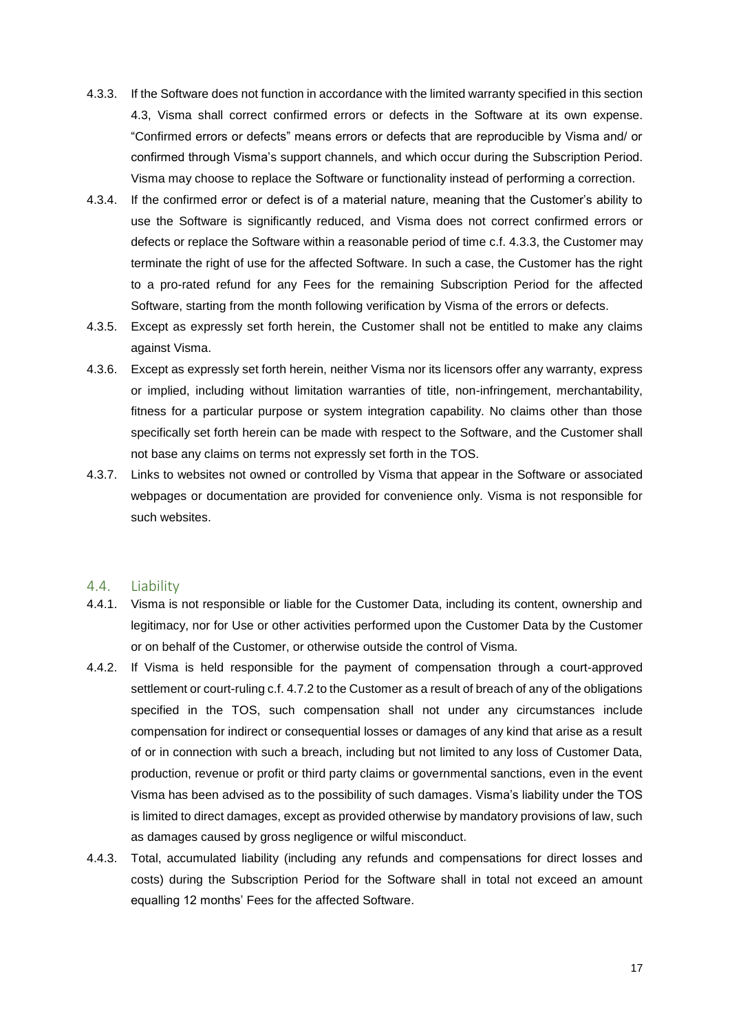4.3.3. If the Software does not function in accordance with the limited warranty specified in this section 4.3, Visma shall correct confirmed errors or defects in the Software at its own expense. "Confirmed errors or defects" means errors or defects that are reproducible by Visma and/ or confirmed through Visma's support channels, and which occur during the Subscription Period. Visma may choose to replace the Software or functionality instead of performing a correction.

4.3.4. If the confirmed error or defect is of a material nature, meaning that the Customer's ability to use the Software is significantly reduced, and Visma does not correct confirmed errors or defects or replace the Software within a reasonable period of time c.f. 4.3.3, the Customer may terminate the right of use for the affected Software. In such a case, the Customer has the right to a pro-rated refund for any Fees for the remaining Subscription Period for the affected Software, starting from the month following verification by Visma of the errors or defects.

4.3.5. Except as expressly set forth herein, the Customer shall not be entitled to make any claims against Visma.

4.3.6. Except as expressly set forth herein, neither Visma nor its licensors offer any warranty, express or implied, including without limitation warranties of title, non-infringement, merchantability, fitness for a particular purpose or system integration capability. No claims other than those specifically set forth herein can be made with respect to the Software, and the Customer shall not base any claims on terms not expressly set forth in the TOS.

4.3.7. Links to websites not owned or controlled by Visma that appear in the Software or associated webpages or documentation are provided for convenience only. Visma is not responsible for such websites.

## 4.4. Liability

4.4.1. Visma is not responsible or liable for the Customer Data, including its content, ownership and legitimacy, nor for Use or other activities performed upon the Customer Data by the Customer or on behalf of the Customer, or otherwise outside the control of Visma.

4.4.2. If Visma is held responsible for the payment of compensation through a court-approved settlement or court-ruling c.f. 4.7.2 to the Customer as a result of breach of any of the obligations specified in the TOS, such compensation shall not under any circumstances include compensation for indirect or consequential losses or damages of any kind that arise as a result of or in connection with such a breach, including but not limited to any loss of Customer Data, production, revenue or profit or third party claims or governmental sanctions, even in the event Visma has been advised as to the possibility of such damages. Visma's liability under the TOS is limited to direct damages, except as provided otherwise by mandatory provisions of law, such as damages caused by gross negligence or wilful misconduct.

4.4.3. Total, accumulated liability (including any refunds and compensations for direct losses and costs) during the Subscription Period for the Software shall in total not exceed an amount equalling 12 months' Fees for the affected Software.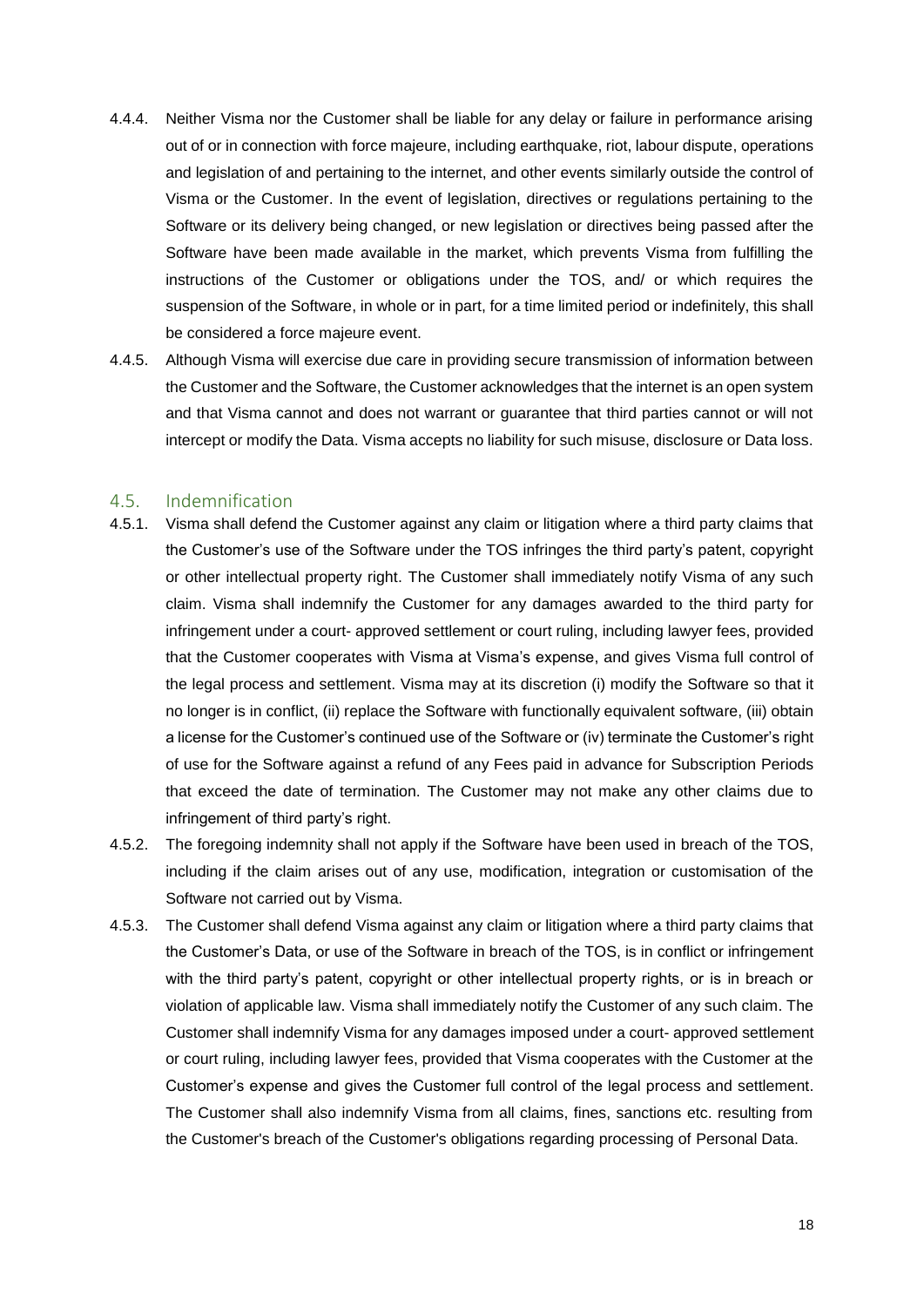4.4.4. Neither Visma nor the Customer shall be liable for any delay or failure in performance arising out of or in connection with force majeure, including earthquake, riot, labour dispute, operations and legislation of and pertaining to the internet, and other events similarly outside the control of Visma or the Customer. In the event of legislation, directives or regulations pertaining to the Software or its delivery being changed, or new legislation or directives being passed after the Software have been made available in the market, which prevents Visma from fulfilling the instructions of the Customer or obligations under the TOS, and/ or which requires the suspension of the Software, in whole or in part, for a time limited period or indefinitely, this shall be considered a force majeure event.

4.4.5. Although Visma will exercise due care in providing secure transmission of information between the Customer and the Software, the Customer acknowledges that the internet is an open system and that Visma cannot and does not warrant or guarantee that third parties cannot or will not intercept or modify the Data. Visma accepts no liability for such misuse, disclosure or Data loss.

## 4.5. Indemnification

4.5.1. Visma shall defend the Customer against any claim or litigation where a third party claims that the Customer's use of the Software under the TOS infringes the third party's patent, copyright or other intellectual property right. The Customer shall immediately notify Visma of any such claim. Visma shall indemnify the Customer for any damages awarded to the third party for infringement under a court- approved settlement or court ruling, including lawyer fees, provided that the Customer cooperates with Visma at Visma's expense, and gives Visma full control of the legal process and settlement. Visma may at its discretion (i) modify the Software so that it no longer is in conflict, (ii) replace the Software with functionally equivalent software, (iii) obtain a license for the Customer's continued use of the Software or (iv) terminate the Customer's right of use for the Software against a refund of any Fees paid in advance for Subscription Periods that exceed the date of termination. The Customer may not make any other claims due to infringement of third party's right.

4.5.2. The foregoing indemnity shall not apply if the Software have been used in breach of the TOS, including if the claim arises out of any use, modification, integration or customisation of the Software not carried out by Visma.

4.5.3. The Customer shall defend Visma against any claim or litigation where a third party claims that the Customer's Data, or use of the Software in breach of the TOS, is in conflict or infringement with the third party's patent, copyright or other intellectual property rights, or is in breach or violation of applicable law. Visma shall immediately notify the Customer of any such claim. The Customer shall indemnify Visma for any damages imposed under a court- approved settlement or court ruling, including lawyer fees, provided that Visma cooperates with the Customer at the Customer's expense and gives the Customer full control of the legal process and settlement. The Customer shall also indemnify Visma from all claims, fines, sanctions etc. resulting from the Customer's breach of the Customer's obligations regarding processing of Personal Data.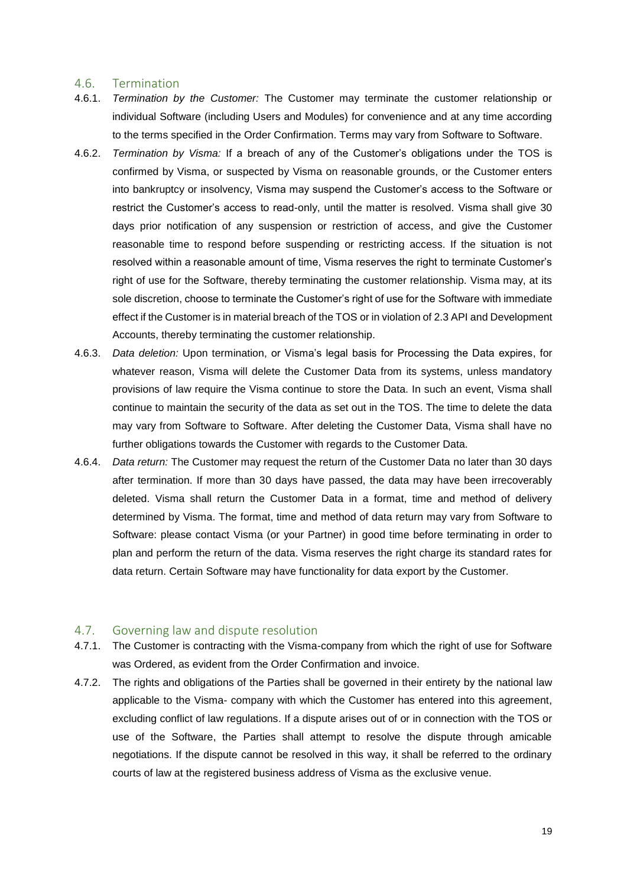## 4.6. Termination

4.6.1. *Termination by the Customer:* The Customer may terminate the customer relationship or individual Software (including Users and Modules) for convenience and at any time according to the terms specified in the Order Confirmation. Terms may vary from Software to Software.

4.6.2. *Termination by Visma:* If a breach of any of the Customer's obligations under the TOS is confirmed by Visma, or suspected by Visma on reasonable grounds, or the Customer enters into bankruptcy or insolvency, Visma may suspend the Customer's access to the Software or restrict the Customer's access to read-only, until the matter is resolved. Visma shall give 30 days prior notification of any suspension or restriction of access, and give the Customer reasonable time to respond before suspending or restricting access. If the situation is not resolved within a reasonable amount of time, Visma reserves the right to terminate Customer's right of use for the Software, thereby terminating the customer relationship. Visma may, at its sole discretion, choose to terminate the Customer's right of use for the Software with immediate effect if the Customer is in material breach of the TOS or in violation of 2.3 API and Development Accounts, thereby terminating the customer relationship.

4.6.3. *Data deletion:* Upon termination, or Visma's legal basis for Processing the Data expires, for whatever reason, Visma will delete the Customer Data from its systems, unless mandatory provisions of law require the Visma continue to store the Data. In such an event, Visma shall continue to maintain the security of the data as set out in the TOS. The time to delete the data may vary from Software to Software. After deleting the Customer Data, Visma shall have no further obligations towards the Customer with regards to the Customer Data.

4.6.4. *Data return:* The Customer may request the return of the Customer Data no later than 30 days after termination. If more than 30 days have passed, the data may have been irrecoverably deleted. Visma shall return the Customer Data in a format, time and method of delivery determined by Visma. The format, time and method of data return may vary from Software to Software: please contact Visma (or your Partner) in good time before terminating in order to plan and perform the return of the data. Visma reserves the right charge its standard rates for data return. Certain Software may have functionality for data export by the Customer.

## 4.7. Governing law and dispute resolution

4.7.1. The Customer is contracting with the Visma-company from which the right of use for Software was Ordered, as evident from the Order Confirmation and invoice.

4.7.2. The rights and obligations of the Parties shall be governed in their entirety by the national law applicable to the Visma- company with which the Customer has entered into this agreement, excluding conflict of law regulations. If a dispute arises out of or in connection with the TOS or use of the Software, the Parties shall attempt to resolve the dispute through amicable negotiations. If the dispute cannot be resolved in this way, it shall be referred to the ordinary courts of law at the registered business address of Visma as the exclusive venue.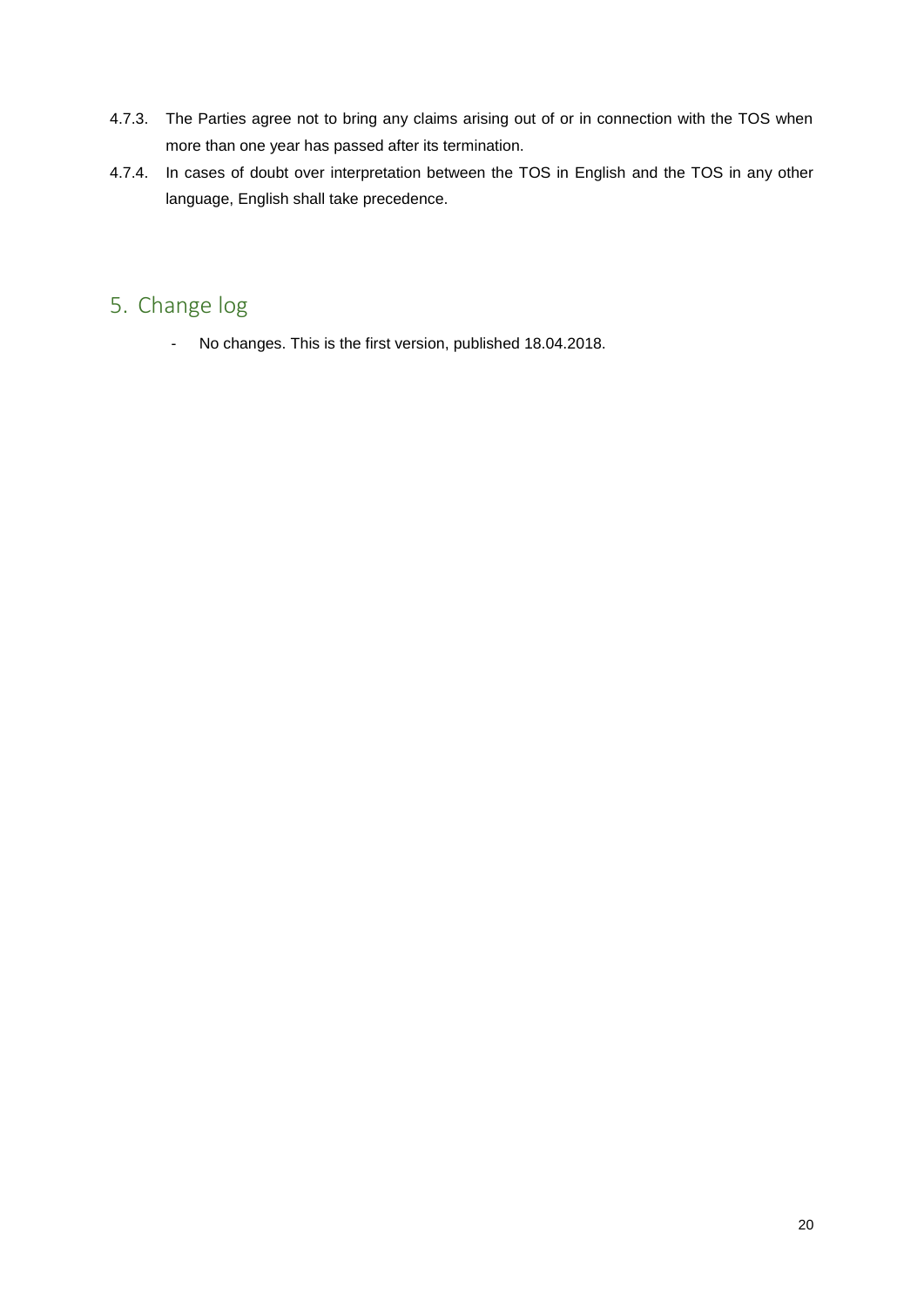4.7.3. The Parties agree not to bring any claims arising out of or in connection with the TOS when more than one year has passed after its termination.

4.7.4. In cases of doubt over interpretation between the TOS in English and the TOS in any other language, English shall take precedence.

## 5. Change log

- No changes. This is the first version, published 18.04.2018.